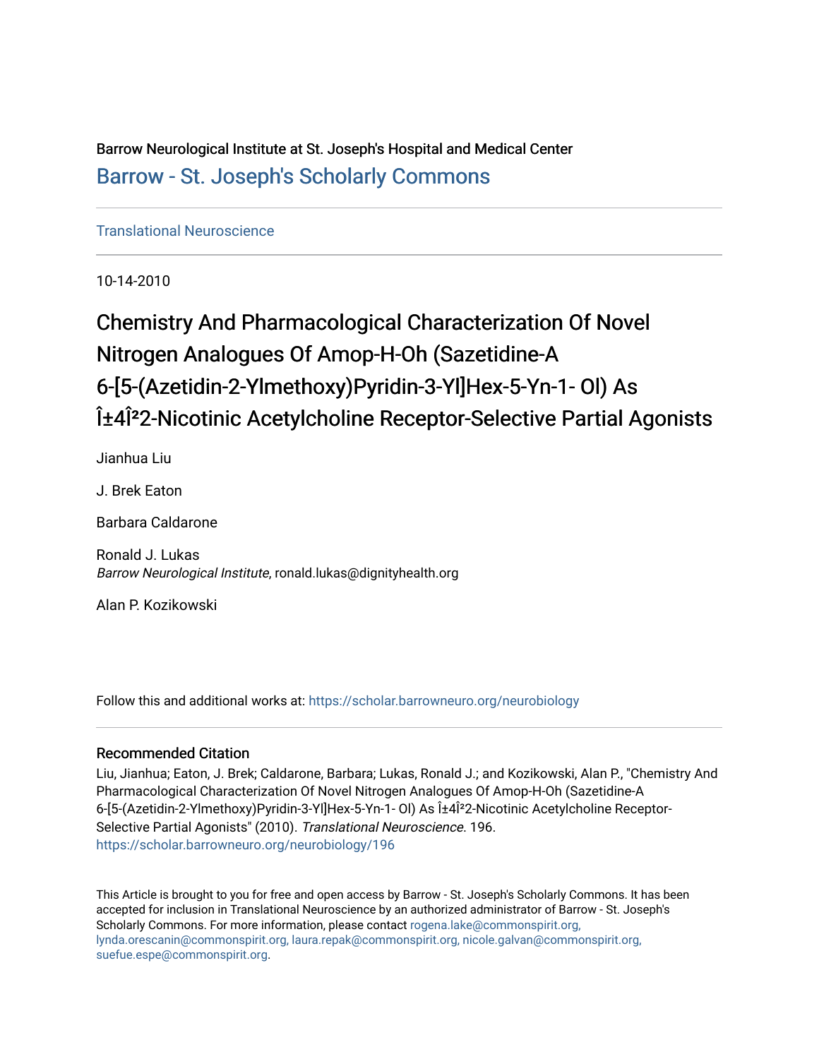Barrow Neurological Institute at St. Joseph's Hospital and Medical Center

Barrow - St. Joseph's Scholarly Commons

Translational Neuroscience

10-14-2010

# Chemistry And Pharmacological Characterization Of Novel Nitrogen Analogues Of Amop-H-Oh (Sazetidine-A 6-[5-(Azetidin-2-Ylmethoxy)Pyridin-3-Yl]Hex-5-Yn-1- Ol) As Î±4Î²2-Nicotinic Acetylcholine Receptor-Selective Partial Agonists

Jianhua Liu

J. Brek Eaton

Barbara Caldarone

Ronald J. Lukas
*Barrow Neurological Institute*, ronald.lukas@dignityhealth.org

Alan P. Kozikowski

Follow this and additional works at: https://scholar.barrowneuro.org/neurobiology

## Recommended Citation

Liu, Jianhua; Eaton, J. Brek; Caldarone, Barbara; Lukas, Ronald J.; and Kozikowski, Alan P., "Chemistry And Pharmacological Characterization Of Novel Nitrogen Analogues Of Amop-H-Oh (Sazetidine-A 6-[5-(Azetidin-2-Ylmethoxy)Pyridin-3-Yl]Hex-5-Yn-1- Ol) As Î±4Î²2-Nicotinic Acetylcholine Receptor-Selective Partial Agonists" (2010). *Translational Neuroscience*. 196.
https://scholar.barrowneuro.org/neurobiology/196

This Article is brought to you for free and open access by Barrow - St. Joseph's Scholarly Commons. It has been accepted for inclusion in Translational Neuroscience by an authorized administrator of Barrow - St. Joseph's Scholarly Commons. For more information, please contact rogena.lake@commonspirit.org, lynda.orescanin@commonspirit.org, laura.repak@commonspirit.org, nicole.galvan@commonspirit.org, suefue.espe@commonspirit.org.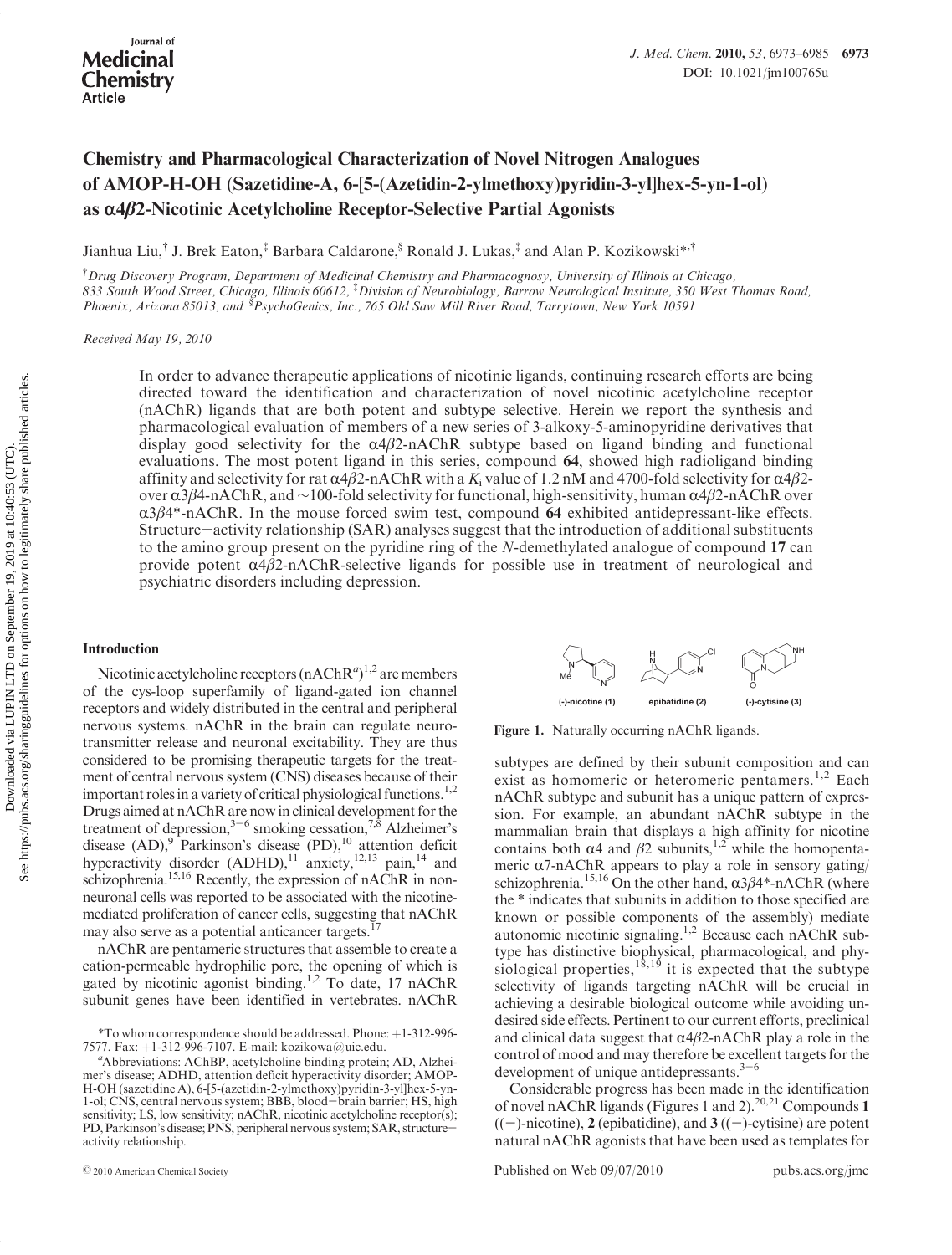Journal of Medicinal Chemistry Article

# Chemistry and Pharmacological Characterization of Novel Nitrogen Analogues of AMOP-H-OH (Sazetidine-A, 6-[5-(Azetidin-2-ylmethoxy)pyridin-3-yl]hex-5-yn-1-ol) as α4β2-Nicotinic Acetylcholine Receptor-Selective Partial Agonists

Jianhua Liu,[†] J. Brek Eaton,[‡] Barbara Caldarone,[§] Ronald J. Lukas,[‡] and Alan P. Kozikowski*[,†]

[†]Drug Discovery Program, Department of Medicinal Chemistry and Pharmacognosy, University of Illinois at Chicago, 833 South Wood Street, Chicago, Illinois 60612, [‡]Division of Neurobiology, Barrow Neurological Institute, 350 West Thomas Road, Phoenix, Arizona 85013, and [§]PsychoGenics, Inc., 765 Old Saw Mill River Road, Tarrytown, New York 10591

Received May 19, 2010

In order to advance therapeutic applications of nicotinic ligands, continuing research efforts are being directed toward the identification and characterization of novel nicotinic acetylcholine receptor (nAChR) ligands that are both potent and subtype selective. Herein we report the synthesis and pharmacological evaluation of members of a new series of 3-alkoxy-5-aminopyridine derivatives that display good selectivity for the α4β2-nAChR subtype based on ligand binding and functional evaluations. The most potent ligand in this series, compound **64**, showed high radioligand binding affinity and selectivity for rat α4β2-nAChR with a $K_i$ value of 1.2 nM and 4700-fold selectivity for α4β2- over α3β4-nAChR, and ~100-fold selectivity for functional, high-sensitivity, human α4β2-nAChR over α3β4*-nAChR. In the mouse forced swim test, compound **64** exhibited antidepressant-like effects. Structure–activity relationship (SAR) analyses suggest that the introduction of additional substituents to the amino group present on the pyridine ring of the *N*-demethylated analogue of compound **17** can provide potent α4β2-nAChR-selective ligands for possible use in treatment of neurological and psychiatric disorders including depression.

## Introduction

Nicotinic acetylcholine receptors (nAChR[a])[1,2] are members of the cys-loop superfamily of ligand-gated ion channel receptors and widely distributed in the central and peripheral nervous systems. nAChR in the brain can regulate neurotransmitter release and neuronal excitability. They are thus considered to be promising therapeutic targets for the treatment of central nervous system (CNS) diseases because of their important roles in a variety of critical physiological functions.[1,2] Drugs aimed at nAChR are now in clinical development for the treatment of depression,[3−6] smoking cessation,[7,8] Alzheimer's disease (AD),[9] Parkinson's disease (PD),[10] attention deficit hyperactivity disorder (ADHD),[11] anxiety,[12,13] pain,[14] and schizophrenia.[15,16] Recently, the expression of nAChR in nonneuronal cells was reported to be associated with the nicotine-mediated proliferation of cancer cells, suggesting that nAChR may also serve as a potential anticancer targets.[17]

nAChR are pentameric structures that assemble to create a cation-permeable hydrophilic pore, the opening of which is gated by nicotinic agonist binding.[1,2] To date, 17 nAChR subunit genes have been identified in vertebrates. nAChR subtypes are defined by their subunit composition and can exist as homomeric or heteromeric pentamers.[1,2] Each nAChR subtype and subunit has a unique pattern of expression. For example, an abundant nAChR subtype in the mammalian brain that displays a high affinity for nicotine contains both α4 and β2 subunits,[1,2] while the homopentameric α7-nAChR appears to play a role in sensory gating/schizophrenia.[15,16] On the other hand, α3β4*-nAChR (where the * indicates that subunits in addition to those specified are known or possible components of the assembly) mediate autonomic nicotinic signaling.[1,2] Because each nAChR subtype has distinctive biophysical, pharmacological, and physiological properties,[18,19] it is expected that the subtype selectivity of ligands targeting nAChR will be crucial in achieving a desirable biological outcome while avoiding undesired side effects. Pertinent to our current efforts, preclinical and clinical data suggest that α4β2-nAChR play a role in the control of mood and may therefore be excellent targets for the development of unique antidepressants.[3−6]

(−)-nicotine (1) epibatidine (2) (−)-cytisine (3)

**Figure 1.** Naturally occurring nAChR ligands.

Considerable progress has been made in the identification of novel nAChR ligands (Figures 1 and 2).[20,21] Compounds **1** ((−)-nicotine), **2** (epibatidine), and **3** ((−)-cytisine) are potent natural nAChR agonists that have been used as templates for

*To whom correspondence should be addressed. Phone: +1-312-996-7577. Fax: +1-312-996-7107. E-mail: kozikowa@uic.edu.

[a]Abbreviations: AChBP, acetylcholine binding protein; AD, Alzheimer's disease; ADHD, attention deficit hyperactivity disorder; AMOP-H-OH (sazetidine A), 6-[5-(azetidin-2-ylmethoxy)pyridin-3-yl]hex-5-yn-1-ol; CNS, central nervous system; BBB, blood−brain barrier; HS, high sensitivity; LS, low sensitivity; nAChR, nicotinic acetylcholine receptor(s); PD, Parkinson's disease; PNS, peripheral nervous system; SAR, structure−activity relationship.

© 2010 American Chemical Society Published on Web 09/07/2010 pubs.acs.org/jmc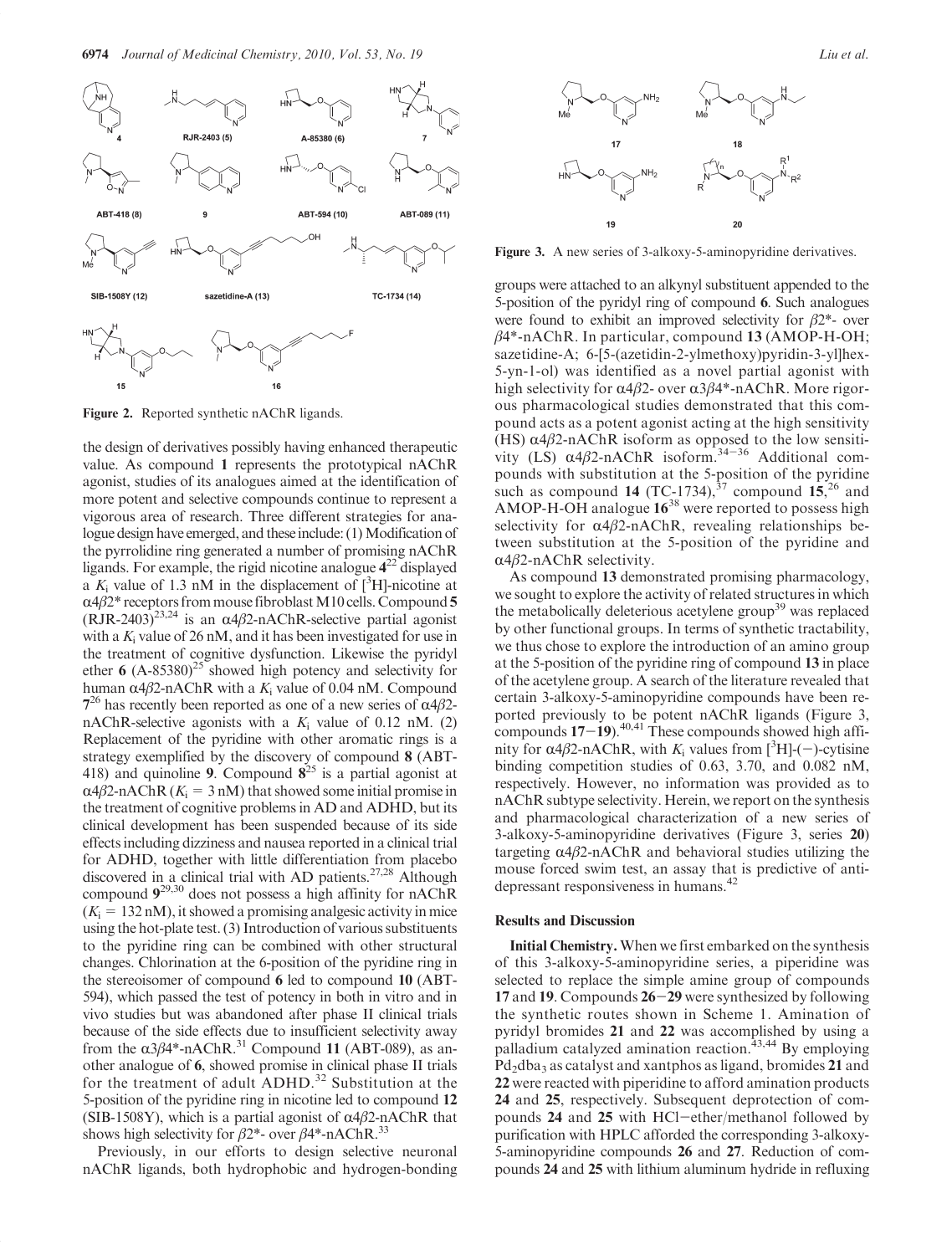**Figure 2.** Reported synthetic nAChR ligands.

the design of derivatives possibly having enhanced therapeutic value. As compound **1** represents the prototypical nAChR agonist, studies of its analogues aimed at the identification of more potent and selective compounds continue to represent a vigorous area of research. Three different strategies for analogue design have emerged, and these include: (1) Modification of the pyrrolidine ring generated a number of promising nAChR ligands. For example, the rigid nicotine analogue **4**[22] displayed a $K_i$ value of 1.3 nM in the displacement of [$^3$H]-nicotine at $\alpha4\beta2^*$ receptors from mouse fibroblast M10 cells. Compound **5** (RJR-2403)[23,24] is an $\alpha4\beta2$-nAChR-selective partial agonist with a $K_i$ value of 26 nM, and it has been investigated for use in the treatment of cognitive dysfunction. Likewise the pyridyl ether **6** (A-85380)[25] showed high potency and selectivity for human $\alpha4\beta2$-nAChR with a $K_i$ value of 0.04 nM. Compound **7**[26] has recently been reported as one of a new series of $\alpha4\beta2$-nAChR-selective agonists with a $K_i$ value of 0.12 nM. (2) Replacement of the pyridine with other aromatic rings is a strategy exemplified by the discovery of compound **8** (ABT-418) and quinoline **9**. Compound **8**[25] is a partial agonist at $\alpha4\beta2$-nAChR ($K_i$ = 3 nM) that showed some initial promise in the treatment of cognitive problems in AD and ADHD, but its clinical development has been suspended because of its side effects including dizziness and nausea reported in a clinical trial for ADHD, together with little differentiation from placebo discovered in a clinical trial with AD patients.[27,28] Although compound **9**[29,30] does not possess a high affinity for nAChR ($K_i$ = 132 nM), it showed a promising analgesic activity in mice using the hot-plate test. (3) Introduction of various substituents to the pyridine ring can be combined with other structural changes. Chlorination at the 6-position of the pyridine ring in the stereoisomer of compound **6** led to compound **10** (ABT-594), which passed the test of potency in both in vitro and in vivo studies but was abandoned after phase II clinical trials because of the side effects due to insufficient selectivity away from the $\alpha3\beta4^*$-nAChR.[31] Compound **11** (ABT-089), as another analogue of **6**, showed promise in clinical phase II trials for the treatment of adult ADHD.[32] Substitution at the 5-position of the pyridine ring in nicotine led to compound **12** (SIB-1508Y), which is a partial agonist of $\alpha4\beta2$-nAChR that shows high selectivity for $\beta2^*$- over $\beta4^*$-nAChR.[33]

Previously, in our efforts to design selective neuronal nAChR ligands, both hydrophobic and hydrogen-bonding groups were attached to an alkynyl substituent appended to the 5-position of the pyridyl ring of compound **6**. Such analogues were found to exhibit an improved selectivity for $\beta2^*$- over $\beta4^*$-nAChR. In particular, compound **13** (AMOP-H-OH; sazetidine-A; 6-[5-(azetidin-2-ylmethoxy)pyridin-3-yl]hex-5-yn-1-ol) was identified as a novel partial agonist with high selectivity for $\alpha4\beta2$- over $\alpha3\beta4^*$-nAChR. More rigorous pharmacological studies demonstrated that this compound acts as a potent agonist acting at the high sensitivity (HS) $\alpha4\beta2$-nAChR isoform as opposed to the low sensitivity (LS) $\alpha4\beta2$-nAChR isoform.[34-36] Additional compounds with substitution at the 5-position of the pyridine such as compound **14** (TC-1734),[37] compound **15**,[26] and AMOP-H-OH analogue **16**[38] were reported to possess high selectivity for $\alpha4\beta2$-nAChR, revealing relationships between substitution at the 5-position of the pyridine and $\alpha4\beta2$-nAChR selectivity.

As compound **13** demonstrated promising pharmacology, we sought to explore the activity of related structures in which the metabolically deleterious acetylene group[39] was replaced by other functional groups. In terms of synthetic tractability, we thus chose to explore the introduction of an amino group at the 5-position of the pyridine ring of compound **13** in place of the acetylene group. A search of the literature revealed that certain 3-alkoxy-5-aminopyridine compounds have been reported previously to be potent nAChR ligands (Figure 3, compounds **17**-**19**).[40,41] These compounds showed high affinity for $\alpha4\beta2$-nAChR, with $K_i$ values from [$^3$H]-(−)-cytisine binding competition studies of 0.63, 3.70, and 0.082 nM, respectively. However, no information was provided as to nAChR subtype selectivity. Herein, we report on the synthesis and pharmacological characterization of a new series of 3-alkoxy-5-aminopyridine derivatives (Figure 3, series **20**) targeting $\alpha4\beta2$-nAChR and behavioral studies utilizing the mouse forced swim test, an assay that is predictive of antidepressant responsiveness in humans.[42]

**Figure 3.** A new series of 3-alkoxy-5-aminopyridine derivatives.

## Results and Discussion

**Initial Chemistry.** When we first embarked on the synthesis of this 3-alkoxy-5-aminopyridine series, a piperidine was selected to replace the simple amine group of compounds **17** and **19**. Compounds **26**-**29** were synthesized by following the synthetic routes shown in Scheme 1. Amination of pyridyl bromides **21** and **22** was accomplished by using a palladium catalyzed amination reaction.[43,44] By employing $Pd_2dba_3$ as catalyst and xantphos as ligand, bromides **21** and **22** were reacted with piperidine to afford amination products **24** and **25**, respectively. Subsequent deprotection of compounds **24** and **25** with HCl−ether/methanol followed by purification with HPLC afforded the corresponding 3-alkoxy-5-aminopyridine compounds **26** and **27**. Reduction of compounds **24** and **25** with lithium aluminum hydride in refluxing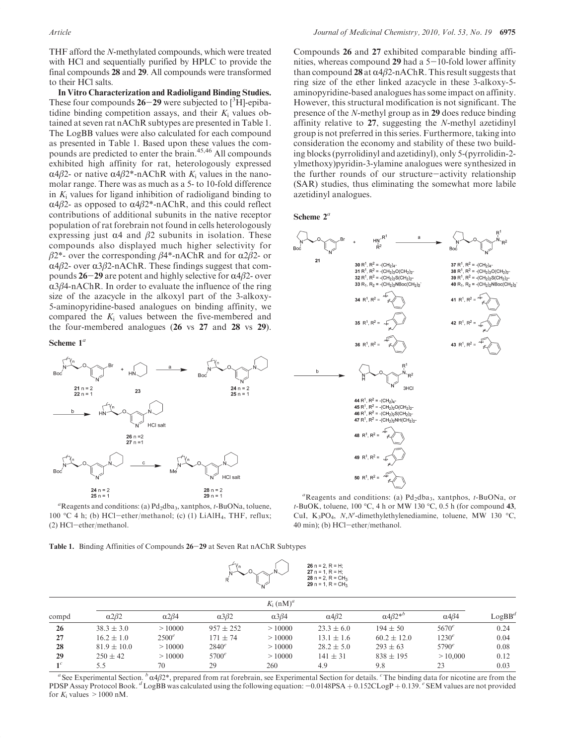THF afford the *N*-methylated compounds, which were treated with HCl and sequentially purified by HPLC to provide the final compounds **28** and **29**. All compounds were transformed to their HCl salts.

**In Vitro Characterization and Radioligand Binding Studies.** These four compounds **26**–**29** were subjected to [$^3$H]-epibatidine binding competition assays, and their $K_i$ values obtained at seven rat nAChR subtypes are presented in Table 1. The LogBB values were also calculated for each compound as presented in Table 1. Based upon these values the compounds are predicted to enter the brain.[45,46] All compounds exhibited high affinity for rat, heterologously expressed $\alpha4\beta2$- or native $\alpha4\beta2^*$-nAChR with $K_i$ values in the nanomolar range. There was as much as a 5- to 10-fold difference in $K_i$ values for ligand inhibition of radioligand binding to $\alpha4\beta2$- as opposed to $\alpha4\beta2^*$-nAChR, and this could reflect contributions of additional subunits in the native receptor population of rat forebrain not found in cells heterologously expressing just $\alpha4$ and $\beta2$ subunits in isolation. These compounds also displayed much higher selectivity for $\beta2^*$- over the corresponding $\beta4^*$-nAChR and for $\alpha2\beta2$- or $\alpha4\beta2$- over $\alpha3\beta2$-nAChR. These findings suggest that compounds **26**–**29** are potent and highly selective for $\alpha4\beta2$- over $\alpha3\beta4$-nAChR. In order to evaluate the influence of the ring size of the azacycle in the alkoxyl part of the 3-alkoxy-5-aminopyridine-based analogues on binding affinity, we compared the $K_i$ values between the five-membered and the four-membered analogues (**26** vs **27** and **28** vs **29**).

**Scheme 1**[a]

[a]Reagents and conditions: (a) $Pd_2dba_3$, xantphos, *t*-BuONa, toluene, 100 °C 4 h; (b) HCl–ether/methanol; (c) (1) $LiAlH_4$, THF, reflux; (2) HCl–ether/methanol.

Compounds **26** and **27** exhibited comparable binding affinities, whereas compound **29** had a 5–10-fold lower affinity than compound **28** at $\alpha4\beta2$-nAChR. This result suggests that ring size of the ether linked azacycle in these 3-alkoxy-5-aminopyridine-based analogues has some impact on affinity. However, this structural modification is not significant. The presence of the *N*-methyl group as in **29** does reduce binding affinity relative to **27**, suggesting the *N*-methyl azetidinyl group is not preferred in this series. Furthermore, taking into consideration the economy and stability of these two building blocks (pyrrolidinyl and azetidinyl), only 5-(pyrrolidin-2-ylmethoxy)pyridin-3-ylamine analogues were synthesized in the further rounds of our structure–activity relationship (SAR) studies, thus eliminating the somewhat more labile azetidinyl analogues.

**Scheme 2**[a]

[a]Reagents and conditions: (a) $Pd_2dba_3$, xantphos, *t*-BuONa, or *t*-BuOK, toluene, 100 °C, 4 h or MW 130 °C, 0.5 h (for compound **43**, CuI, $K_3PO_4$, *N*,*N*′-dimethylethylenediamine, toluene, MW 130 °C, 40 min); (b) HCl–ether/methanol.

**Table 1.** Binding Affinities of Compounds **26**–**29** at Seven Rat nAChR Subtypes

**26** n = 2, R = H; **27** n = 1, R = H; **28** n = 2, R = $CH_3$; **29** n = 1, R = $CH_3$

| | $K_i$ (nM)[a] | | | | | | | |
|---|---|---|---|---|---|---|---|---|
| compd | $\alpha2\beta2$ | $\alpha2\beta4$ | $\alpha3\beta2$ | $\alpha3\beta4$ | $\alpha4\beta2$ | $\alpha4\beta2^*$[b] | $\alpha4\beta4$ | LogBB[d] |
| **26** | 38.3 ± 3.0 | > 10000 | 957 ± 252 | > 10000 | 23.3 ± 6.0 | 194 ± 50 | 5670[e] | 0.24 |
| **27** | 16.2 ± 1.0 | 2500[e] | 171 ± 74 | > 10000 | 13.1 ± 1.6 | 60.2 ± 12.0 | 1230[e] | 0.04 |
| **28** | 81.9 ± 10.0 | > 10000 | 2840[e] | > 10000 | 28.2 ± 5.0 | 293 ± 63 | 5790[e] | 0.08 |
| **29** | 250 ± 42 | > 10000 | 5700[e] | > 10000 | 141 ± 31 | 838 ± 195 | > 10,000 | 0.12 |
| **1**[c] | 5.5 | 70 | 29 | 260 | 4.9 | 9.8 | 23 | 0.03 |

[a] See Experimental Section. [b] $\alpha4\beta2^*$, prepared from rat forebrain, see Experimental Section for details. [c] The binding data for nicotine are from the PDSP Assay Protocol Book. [d] LogBB was calculated using the following equation: $-0.0148\text{PSA} + 0.152\text{CLogP} + 0.139$. [e] SEM values are not provided for $K_i$ values > 1000 nM.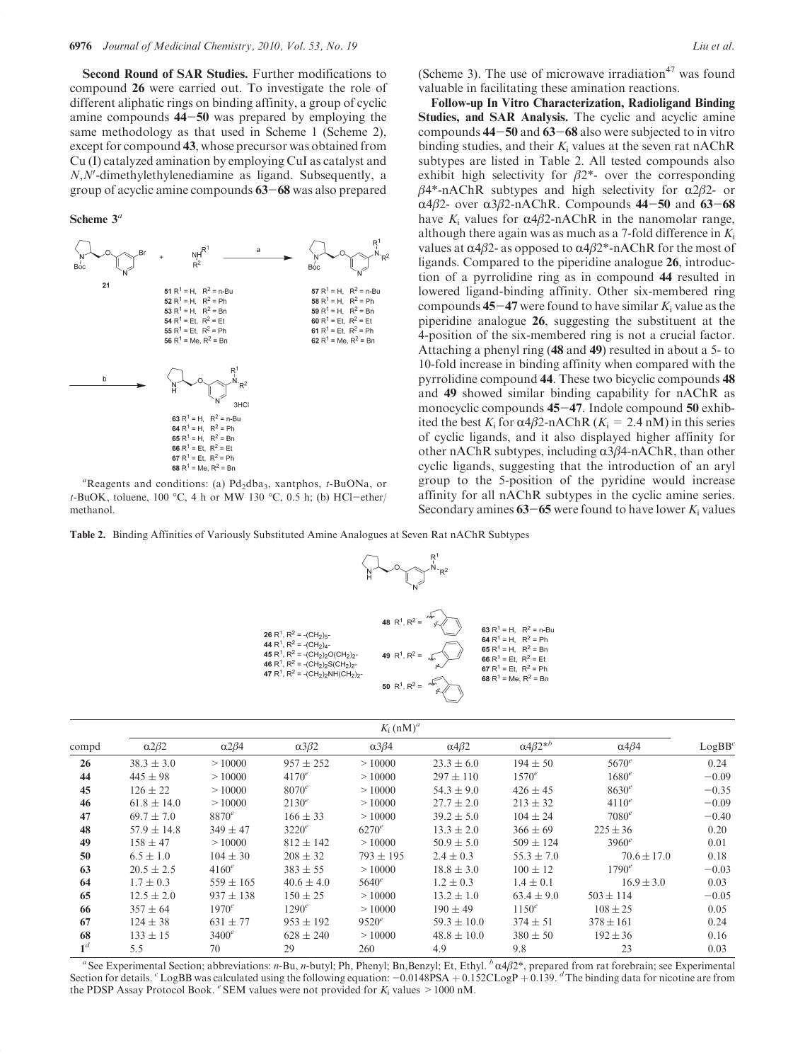**Second Round of SAR Studies.** Further modifications to compound **26** were carried out. To investigate the role of different aliphatic rings on binding affinity, a group of cyclic amine compounds **44**−**50** was prepared by employing the same methodology as that used in Scheme 1 (Scheme 2), except for compound **43**, whose precursor was obtained from Cu (I) catalyzed amination by employing CuI as catalyst and $N,N'$-dimethylethylenediamine as ligand. Subsequently, a group of acyclic amine compounds **63**−**68** was also prepared (Scheme 3). The use of microwave irradiation[47] was found valuable in facilitating these amination reactions.

**Scheme 3**[a]

**21** + $NHR^1R^2$ (a) →
**51** $R^1$ = H, $R^2$ = n-Bu → **57** $R^1$ = H, $R^2$ = n-Bu
**52** $R^1$ = H, $R^2$ = Ph → **58** $R^1$ = H, $R^2$ = Ph
**53** $R^1$ = H, $R^2$ = Bn → **59** $R^1$ = H, $R^2$ = Bn
**54** $R^1$ = Et, $R^2$ = Et → **60** $R^1$ = Et, $R^2$ = Et
**55** $R^1$ = Et, $R^2$ = Ph → **61** $R^1$ = Et, $R^2$ = Ph
**56** $R^1$ = Me, $R^2$ = Bn → **62** $R^1$ = Me, $R^2$ = Bn

(b) → 3HCl salts:
**63** $R^1$ = H, $R^2$ = n-Bu
**64** $R^1$ = H, $R^2$ = Ph
**65** $R^1$ = H, $R^2$ = Bn
**66** $R^1$ = Et, $R^2$ = Et
**67** $R^1$ = Et, $R^2$ = Ph
**68** $R^1$ = Me, $R^2$ = Bn

[a]Reagents and conditions: (a) $Pd_2dba_3$, xantphos, $t$-BuONa, or $t$-BuOK, toluene, 100 °C, 4 h or MW 130 °C, 0.5 h; (b) HCl−ether/methanol.

**Follow-up In Vitro Characterization, Radioligand Binding Studies, and SAR Analysis.** The cyclic and acyclic amine compounds **44**−**50** and **63**−**68** also were subjected to in vitro binding studies, and their $K_i$ values at the seven rat nAChR subtypes are listed in Table 2. All tested compounds also exhibit high selectivity for $\beta2$*- over the corresponding $\beta4$*-nAChR subtypes and high selectivity for $\alpha2\beta2$- or $\alpha4\beta2$- over $\alpha3\beta2$-nAChR. Compounds **44**−**50** and **63**−**68** have $K_i$ values for $\alpha4\beta2$-nAChR in the nanomolar range, although there again was as much as a 7-fold difference in $K_i$ values at $\alpha4\beta2$- as opposed to $\alpha4\beta2$*-nAChR for the most of ligands. Compared to the piperidine analogue **26**, introduction of a pyrrolidine ring as in compound **44** resulted in lowered ligand-binding affinity. Other six-membered ring compounds **45**−**47** were found to have similar $K_i$ value as the piperidine analogue **26**, suggesting the substituent at the 4-position of the six-membered ring is not a crucial factor. Attaching a phenyl ring (**48** and **49**) resulted in about a 5- to 10-fold increase in binding affinity when compared with the pyrrolidine compound **44**. These two bicyclic compounds **48** and **49** showed similar binding capability for nAChR as monocyclic compounds **45**−**47**. Indole compound **50** exhibited the best $K_i$ for $\alpha4\beta2$-nAChR ($K_i$ = 2.4 nM) in this series of cyclic ligands, and it also displayed higher affinity for other nAChR subtypes, including $\alpha3\beta4$-nAChR, than other cyclic ligands, suggesting that the introduction of an aryl group to the 5-position of the pyridine would increase affinity for all nAChR subtypes in the cyclic amine series. Secondary amines **63**−**65** were found to have lower $K_i$ values

**Table 2.** Binding Affinities of Variously Substituted Amine Analogues at Seven Rat nAChR Subtypes

**26** $R^1$, $R^2$ = -$(CH_2)_5$-
**44** $R^1$, $R^2$ = -$(CH_2)_4$-
**45** $R^1$, $R^2$ = -$(CH_2)_2O(CH_2)_2$-
**46** $R^1$, $R^2$ = -$(CH_2)_2S(CH_2)_2$-
**47** $R^1$, $R^2$ = -$(CH_2)_2NH(CH_2)_2$-
**48**, **49**, **50** $R^1$, $R^2$ = bicyclic ring systems
**63** $R^1$ = H, $R^2$ = n-Bu
**64** $R^1$ = H, $R^2$ = Ph
**65** $R^1$ = H, $R^2$ = Bn
**66** $R^1$ = Et, $R^2$ = Et
**67** $R^1$ = Et, $R^2$ = Ph
**68** $R^1$ = Me, $R^2$ = Bn

| compd | $K_i$ (nM)[a] $\alpha2\beta2$ | $\alpha2\beta4$ | $\alpha3\beta2$ | $\alpha3\beta4$ | $\alpha4\beta2$ | $\alpha4\beta2$*[b] | $\alpha4\beta4$ | LogBB[c] |
|---|---|---|---|---|---|---|---|---|
| **26** | 38.3 ± 3.0 | > 10000 | 957 ± 252 | > 10000 | 23.3 ± 6.0 | 194 ± 50 | 5670[e] | 0.24 |
| **44** | 445 ± 98 | > 10000 | 4170[e] | > 10000 | 297 ± 110 | 1570[e] | 1680[e] | −0.09 |
| **45** | 126 ± 22 | > 10000 | 8070[e] | > 10000 | 54.3 ± 9.0 | 426 ± 45 | 8630[e] | −0.35 |
| **46** | 61.8 ± 14.0 | > 10000 | 2130[e] | > 10000 | 27.7 ± 2.0 | 213 ± 32 | 4110[e] | −0.09 |
| **47** | 69.7 ± 7.0 | 8870[e] | 166 ± 33 | > 10000 | 39.2 ± 5.0 | 104 ± 24 | 7080[e] | −0.40 |
| **48** | 57.9 ± 14.8 | 349 ± 47 | 3220[e] | 6270[e] | 13.3 ± 2.0 | 366 ± 69 | 225 ± 36 | 0.20 |
| **49** | 158 ± 47 | > 10000 | 812 ± 142 | > 10000 | 50.9 ± 5.0 | 509 ± 124 | 3960[e] | 0.01 |
| **50** | 6.5 ± 1.0 | 104 ± 30 | 208 ± 32 | 793 ± 195 | 2.4 ± 0.3 | 55.3 ± 7.0 | 70.6 ± 17.0 | 0.18 |
| **63** | 20.5 ± 2.5 | 4160[e] | 383 ± 55 | > 10000 | 18.8 ± 3.0 | 100 ± 12 | 1790[e] | −0.03 |
| **64** | 1.7 ± 0.3 | 559 ± 165 | 40.6 ± 4.0 | 5640[e] | 1.2 ± 0.3 | 1.4 ± 0.1 | 16.9 ± 3.0 | 0.03 |
| **65** | 12.5 ± 2.0 | 937 ± 138 | 150 ± 25 | > 10000 | 13.2 ± 1.0 | 63.4 ± 9.0 | 503 ± 114 | −0.05 |
| **66** | 357 ± 64 | 1970[e] | 1290[e] | > 10000 | 190 ± 49 | 1150[e] | 108 ± 25 | 0.05 |
| **67** | 124 ± 38 | 631 ± 77 | 953 ± 192 | 9520[e] | 59.3 ± 10.0 | 374 ± 51 | 378 ± 161 | 0.24 |
| **68** | 133 ± 15 | 3400[e] | 628 ± 240 | > 10000 | 48.8 ± 10.0 | 380 ± 50 | 192 ± 36 | 0.16 |
| **1**[d] | 5.5 | 70 | 29 | 260 | 4.9 | 9.8 | 23 | 0.03 |

[a] See Experimental Section; abbreviations: $n$-Bu, $n$-butyl; Ph, Phenyl; Bn, Benzyl; Et, Ethyl. [b] $\alpha4\beta2$*, prepared from rat forebrain; see Experimental Section for details. [c] LogBB was calculated using the following equation: $-0.0148\text{PSA} + 0.152\text{CLogP} + 0.139$. [d] The binding data for nicotine are from the PDSP Assay Protocol Book. [e] SEM values were not provided for $K_i$ values > 1000 nM.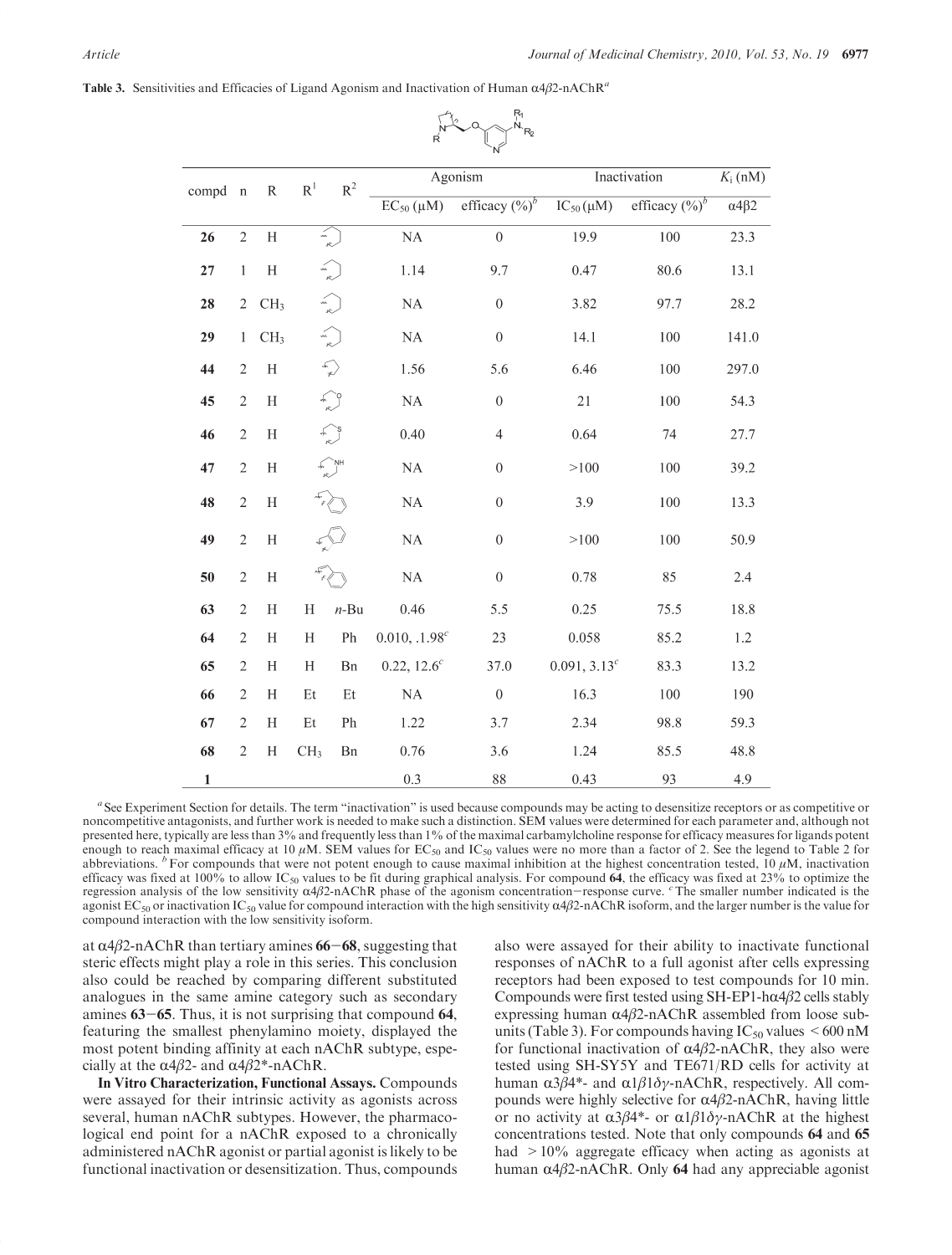**Table 3.** Sensitivities and Efficacies of Ligand Agonism and Inactivation of Human α4β2-nAChR[a]

| compd | n | R | R[1] | R[2] | Agonism | | Inactivation | | $K_i$ (nM) |
|---|---|---|---|---|---|---|---|---|---|
| | | | | | $EC_{50}$ (μM) | efficacy (%)[b] | $IC_{50}$ (μM) | efficacy (%)[b] | α4β2 |
| **26** | 2 | H | | | NA | 0 | 19.9 | 100 | 23.3 |
| **27** | 1 | H | | | 1.14 | 9.7 | 0.47 | 80.6 | 13.1 |
| **28** | 2 | $CH_3$ | | | NA | 0 | 3.82 | 97.7 | 28.2 |
| **29** | 1 | $CH_3$ | | | NA | 0 | 14.1 | 100 | 141.0 |
| **44** | 2 | H | | | 1.56 | 5.6 | 6.46 | 100 | 297.0 |
| **45** | 2 | H | | | NA | 0 | 21 | 100 | 54.3 |
| **46** | 2 | H | | | 0.40 | 4 | 0.64 | 74 | 27.7 |
| **47** | 2 | H | | | NA | 0 | >100 | 100 | 39.2 |
| **48** | 2 | H | | | NA | 0 | 3.9 | 100 | 13.3 |
| **49** | 2 | H | | | NA | 0 | >100 | 100 | 50.9 |
| **50** | 2 | H | | | NA | 0 | 0.78 | 85 | 2.4 |
| **63** | 2 | H | H | *n*-Bu | 0.46 | 5.5 | 0.25 | 75.5 | 18.8 |
| **64** | 2 | H | H | Ph | 0.010, .198[c] | 23 | 0.058 | 85.2 | 1.2 |
| **65** | 2 | H | H | Bn | 0.22, 12.6[c] | 37.0 | 0.091, 3.13[c] | 83.3 | 13.2 |
| **66** | 2 | H | Et | Et | NA | 0 | 16.3 | 100 | 190 |
| **67** | 2 | H | Et | Ph | 1.22 | 3.7 | 2.34 | 98.8 | 59.3 |
| **68** | 2 | H | $CH_3$ | Bn | 0.76 | 3.6 | 1.24 | 85.5 | 48.8 |
| **1** | | | | | 0.3 | 88 | 0.43 | 93 | 4.9 |

[a] See Experiment Section for details. The term "inactivation" is used because compounds may be acting to desensitize receptors or as competitive or noncompetitive antagonists, and further work is needed to make such a distinction. SEM values were determined for each parameter and, although not presented here, typically are less than 3% and frequently less than 1% of the maximal carbamylcholine response for efficacy measures for ligands potent enough to reach maximal efficacy at 10 μM. SEM values for $EC_{50}$ and $IC_{50}$ values were no more than a factor of 2. See the legend to Table 2 for abbreviations. [b] For compounds that were not potent enough to cause maximal inhibition at the highest concentration tested, 10 μM, inactivation efficacy was fixed at 100% to allow $IC_{50}$ values to be fit during graphical analysis. For compound **64**, the efficacy was fixed at 23% to optimize the regression analysis of the low sensitivity α4β2-nAChR phase of the agonism concentration–response curve. [c] The smaller number indicated is the agonist $EC_{50}$ or inactivation $IC_{50}$ value for compound interaction with the high sensitivity α4β2-nAChR isoform, and the larger number is the value for compound interaction with the low sensitivity isoform.

at α4β2-nAChR than tertiary amines **66**–**68**, suggesting that steric effects might play a role in this series. This conclusion also could be reached by comparing different substituted analogues in the same amine category such as secondary amines **63**–**65**. Thus, it is not surprising that compound **64**, featuring the smallest phenylamino moiety, displayed the most potent binding affinity at each nAChR subtype, especially at the α4β2- and α4β2*-nAChR.

**In Vitro Characterization, Functional Assays.** Compounds were assayed for their intrinsic activity as agonists across several, human nAChR subtypes. However, the pharmacological end point for a nAChR exposed to a chronically administered nAChR agonist or partial agonist is likely to be functional inactivation or desensitization. Thus, compounds also were assayed for their ability to inactivate functional responses of nAChR to a full agonist after cells expressing receptors had been exposed to test compounds for 10 min. Compounds were first tested using SH-EP1-hα4β2 cells stably expressing human α4β2-nAChR assembled from loose subunits (Table 3). For compounds having $IC_{50}$ values < 600 nM for functional inactivation of α4β2-nAChR, they also were tested using SH-SY5Y and TE671/RD cells for activity at human α3β4*- and α1β1δγ-nAChR, respectively. All compounds were highly selective for α4β2-nAChR, having little or no activity at α3β4*- or α1β1δγ-nAChR at the highest concentrations tested. Note that only compounds **64** and **65** had > 10% aggregate efficacy when acting as agonists at human α4β2-nAChR. Only **64** had any appreciable agonist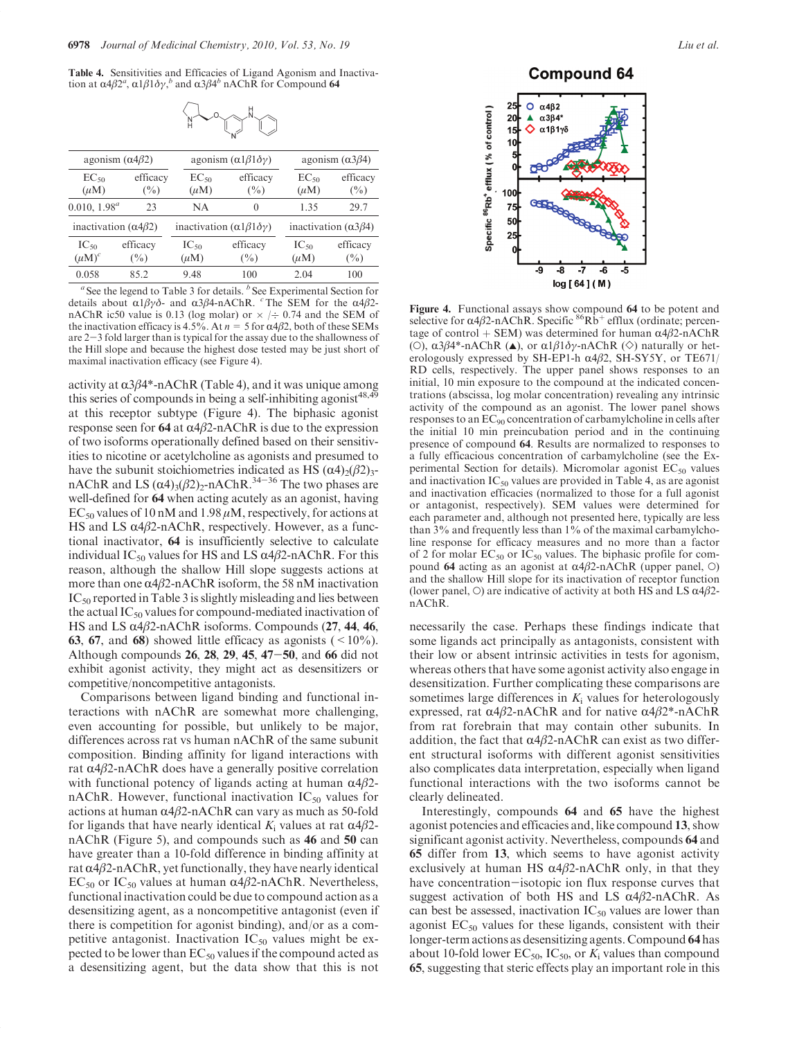**Table 4.** Sensitivities and Efficacies of Ligand Agonism and Inactivation at $\alpha4\beta2^{a}$, $\alpha1\beta1\delta\gamma$,[b] and $\alpha3\beta4^{b}$ nAChR for Compound **64**

| agonism ($\alpha4\beta2$) | | agonism ($\alpha1\beta1\delta\gamma$) | | agonism ($\alpha3\beta4$) | |
|---|---|---|---|---|---|
| $EC_{50}$ ($\mu$M) | efficacy (%) | $EC_{50}$ ($\mu$M) | efficacy (%) | $EC_{50}$ ($\mu$M) | efficacy (%) |
| 0.010, 1.98[a] | 23 | NA | 0 | 1.35 | 29.7 |
| **inactivation ($\alpha4\beta2$)** | | **inactivation ($\alpha1\beta1\delta\gamma$)** | | **inactivation ($\alpha3\beta4$)** | |
| $IC_{50}$ ($\mu$M)[c] | efficacy (%) | $IC_{50}$ ($\mu$M) | efficacy (%) | $IC_{50}$ ($\mu$M) | efficacy (%) |
| 0.058 | 85.2 | 9.48 | 100 | 2.04 | 100 |

[a] See the legend to Table 3 for details. [b] See Experimental Section for details about $\alpha1\beta\gamma\delta$- and $\alpha3\beta4$-nAChR. [c] The SEM for the $\alpha4\beta2$-nAChR ic50 value is 0.13 (log molar) or × /÷ 0.74 and the SEM of the inactivation efficacy is 4.5%. At $n = 5$ for $\alpha4\beta2$, both of these SEMs are 2−3 fold larger than is typical for the assay due to the shallowness of the Hill slope and because the highest dose tested may be just short of maximal inactivation efficacy (see Figure 4).

activity at $\alpha3\beta4$*-nAChR (Table 4), and it was unique among this series of compounds in being a self-inhibiting agonist[48,49] at this receptor subtype (Figure 4). The biphasic agonist response seen for **64** at $\alpha4\beta2$-nAChR is due to the expression of two isoforms operationally defined based on their sensitivities to nicotine or acetylcholine as agonists and presumed to have the subunit stoichiometries indicated as HS $(\alpha4)_2(\beta2)_3$-nAChR and LS $(\alpha4)_3(\beta2)_2$-nAChR.[34−36] The two phases are well-defined for **64** when acting acutely as an agonist, having $EC_{50}$ values of 10 nM and 1.98 $\mu$M, respectively, for actions at HS and LS $\alpha4\beta2$-nAChR, respectively. However, as a functional inactivator, **64** is insufficiently selective to calculate individual $IC_{50}$ values for HS and LS $\alpha4\beta2$-nAChR. For this reason, although the shallow Hill slope suggests actions at more than one $\alpha4\beta2$-nAChR isoform, the 58 nM inactivation $IC_{50}$ reported in Table 3 is slightly misleading and lies between the actual $IC_{50}$ values for compound-mediated inactivation of HS and LS $\alpha4\beta2$-nAChR isoforms. Compounds (**27**, **44**, **46**, **63**, **67**, and **68**) showed little efficacy as agonists (< 10%). Although compounds **26**, **28**, **29**, **45**, **47**−**50**, and **66** did not exhibit agonist activity, they might act as desensitizers or competitive/noncompetitive antagonists.

Comparisons between ligand binding and functional interactions with nAChR are somewhat more challenging, even accounting for possible, but unlikely to be major, differences across rat vs human nAChR of the same subunit composition. Binding affinity for ligand interactions with rat $\alpha4\beta2$-nAChR does have a generally positive correlation with functional potency of ligands acting at human $\alpha4\beta2$-nAChR. However, functional inactivation $IC_{50}$ values for actions at human $\alpha4\beta2$-nAChR can vary as much as 50-fold for ligands that have nearly identical $K_i$ values at rat $\alpha4\beta2$-nAChR (Figure 5), and compounds such as **46** and **50** can have greater than a 10-fold difference in binding affinity at rat $\alpha4\beta2$-nAChR, yet functionally, they have nearly identical $EC_{50}$ or $IC_{50}$ values at human $\alpha4\beta2$-nAChR. Nevertheless, functional inactivation could be due to compound action as a desensitizing agent, as a noncompetitive antagonist (even if there is competition for agonist binding), and/or as a competitive antagonist. Inactivation $IC_{50}$ values might be expected to be lower than $EC_{50}$ values if the compound acted as a desensitizing agent, but the data show that this is not necessarily the case. Perhaps these findings indicate that some ligands act principally as antagonists, consistent with their low or absent intrinsic activities in tests for agonism, whereas others that have some agonist activity also engage in desensitization. Further complicating these comparisons are sometimes large differences in $K_i$ values for heterologously expressed, rat $\alpha4\beta2$-nAChR and for native $\alpha4\beta2$*-nAChR from rat forebrain that may contain other subunits. In addition, the fact that $\alpha4\beta2$-nAChR can exist as two different structural isoforms with different agonist sensitivities also complicates data interpretation, especially when ligand functional interactions with the two isoforms cannot be clearly delineated.

**Figure 4.** Functional assays show compound **64** to be potent and selective for $\alpha4\beta2$-nAChR. Specific $^{86}Rb^{+}$ efflux (ordinate; percentage of control + SEM) was determined for human $\alpha4\beta2$-nAChR (○), $\alpha3\beta4$*-nAChR (▲), or $\alpha1\beta1\delta\gamma$-nAChR (◇) naturally or heterologously expressed by SH-EP1-h $\alpha4\beta2$, SH-SY5Y, or TE671/RD cells, respectively. The upper panel shows responses to an initial, 10 min exposure to the compound at the indicated concentrations (abscissa, log molar concentration) revealing any intrinsic activity of the compound as an agonist. The lower panel shows responses to an $EC_{90}$ concentration of carbamylcholine in cells after the initial 10 min preincubation period and in the continuing presence of compound **64**. Results are normalized to responses to a fully efficacious concentration of carbamylcholine (see the Experimental Section for details). Micromolar agonist $EC_{50}$ values and inactivation $IC_{50}$ values are provided in Table 4, as are agonist and inactivation efficacies (normalized to those for a full agonist or antagonist, respectively). SEM values were determined for each parameter and, although not presented here, typically are less than 3% and frequently less than 1% of the maximal carbamylcholine response for efficacy measures and no more than a factor of 2 for molar $EC_{50}$ or $IC_{50}$ values. The biphasic profile for compound **64** acting as an agonist at $\alpha4\beta2$-nAChR (upper panel, ○) and the shallow Hill slope for its inactivation of receptor function (lower panel, ○) are indicative of activity at both HS and LS $\alpha4\beta2$-nAChR.

Interestingly, compounds **64** and **65** have the highest agonist potencies and efficacies and, like compound **13**, show significant agonist activity. Nevertheless, compounds **64** and **65** differ from **13**, which seems to have agonist activity exclusively at human HS $\alpha4\beta2$-nAChR only, in that they have concentration−isotopic ion flux response curves that suggest activation of both HS and LS $\alpha4\beta2$-nAChR. As can best be assessed, inactivation $IC_{50}$ values are lower than agonist $EC_{50}$ values for these ligands, consistent with their longer-term actions as desensitizing agents. Compound **64** has about 10-fold lower $EC_{50}$, $IC_{50}$, or $K_i$ values than compound **65**, suggesting that steric effects play an important role in this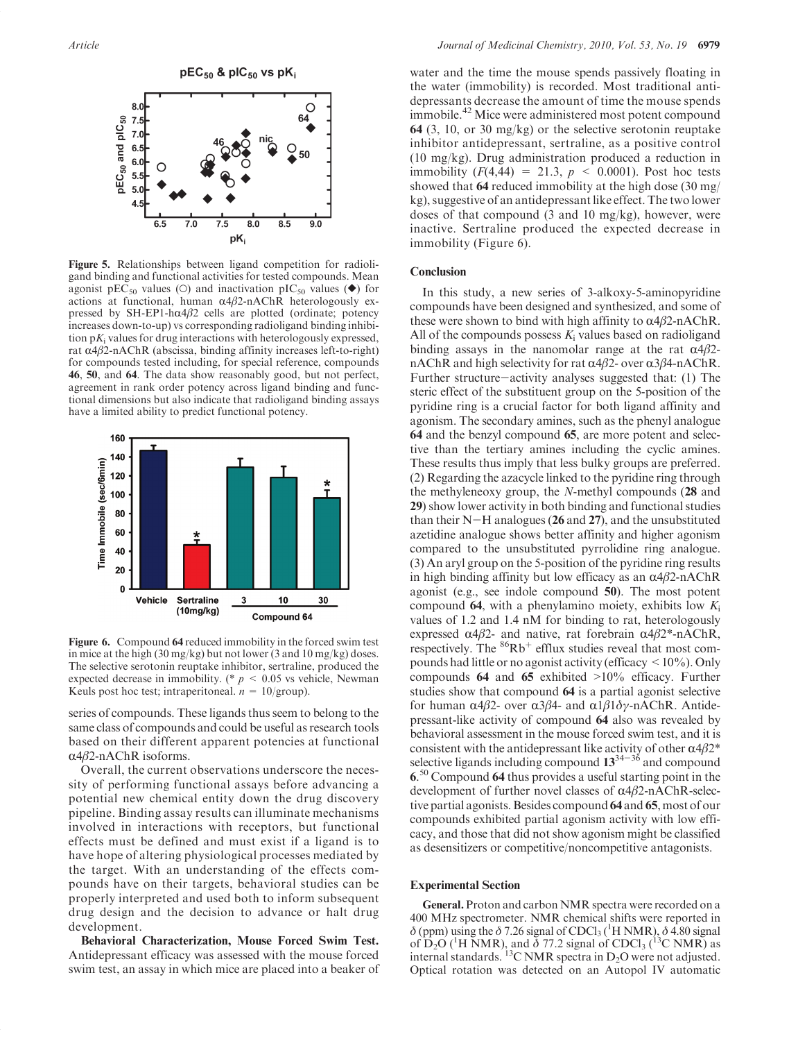Figure 5. Relationships between ligand competition for radioligand binding and functional activities for tested compounds. Mean agonist $pEC_{50}$ values (○) and inactivation $pIC_{50}$ values (◆) for actions at functional, human α4β2-nAChR heterologously expressed by SH-EP1-hα4β2 cells are plotted (ordinate; potency increases down-to-up) vs corresponding radioligand binding inhibition $pK_i$ values for drug interactions with heterologously expressed, rat α4β2-nAChR (abscissa, binding affinity increases left-to-right) for compounds tested including, for special reference, compounds **46**, **50**, and **64**. The data show reasonably good, but not perfect, agreement in rank order potency across ligand binding and functional dimensions but also indicate that radioligand binding assays have a limited ability to predict functional potency.

Figure 6. Compound **64** reduced immobility in the forced swim test in mice at the high (30 mg/kg) but not lower (3 and 10 mg/kg) doses. The selective serotonin reuptake inhibitor, sertraline, produced the expected decrease in immobility. (* $p < 0.05$ vs vehicle, Newman Keuls post hoc test; intraperitoneal. $n = 10$/group).

series of compounds. These ligands thus seem to belong to the same class of compounds and could be useful as research tools based on their different apparent potencies at functional α4β2-nAChR isoforms.

Overall, the current observations underscore the necessity of performing functional assays before advancing a potential new chemical entity down the drug discovery pipeline. Binding assay results can illuminate mechanisms involved in interactions with receptors, but functional effects must be defined and must exist if a ligand is to have hope of altering physiological processes mediated by the target. With an understanding of the effects compounds have on their targets, behavioral studies can be properly interpreted and used both to inform subsequent drug design and the decision to advance or halt drug development.

**Behavioral Characterization, Mouse Forced Swim Test.** Antidepressant efficacy was assessed with the mouse forced swim test, an assay in which mice are placed into a beaker of water and the time the mouse spends passively floating in the water (immobility) is recorded. Most traditional antidepressants decrease the amount of time the mouse spends immobile.[42] Mice were administered most potent compound **64** (3, 10, or 30 mg/kg) or the selective serotonin reuptake inhibitor antidepressant, sertraline, as a positive control (10 mg/kg). Drug administration produced a reduction in immobility ($F(4,44) = 21.3$, $p < 0.0001$). Post hoc tests showed that **64** reduced immobility at the high dose (30 mg/kg), suggestive of an antidepressant like effect. The two lower doses of that compound (3 and 10 mg/kg), however, were inactive. Sertraline produced the expected decrease in immobility (Figure 6).

## Conclusion

In this study, a new series of 3-alkoxy-5-aminopyridine compounds have been designed and synthesized, and some of these were shown to bind with high affinity to α4β2-nAChR. All of the compounds possess $K_i$ values based on radioligand binding assays in the nanomolar range at the rat α4β2-nAChR and high selectivity for rat α4β2- over α3β4-nAChR. Further structure–activity analyses suggested that: (1) The steric effect of the substituent group on the 5-position of the pyridine ring is a crucial factor for both ligand affinity and agonism. The secondary amines, such as the phenyl analogue **64** and the benzyl compound **65**, are more potent and selective than the tertiary amines including the cyclic amines. These results thus imply that less bulky groups are preferred. (2) Regarding the azacycle linked to the pyridine ring through the methyleneoxy group, the *N*-methyl compounds (**28** and **29**) show lower activity in both binding and functional studies than their N–H analogues (**26** and **27**), and the unsubstituted azetidine analogue shows better affinity and higher agonism compared to the unsubstituted pyrrolidine ring analogue. (3) An aryl group on the 5-position of the pyridine ring results in high binding affinity but low efficacy as an α4β2-nAChR agonist (e.g., see indole compound **50**). The most potent compound **64**, with a phenylamino moiety, exhibits low $K_i$ values of 1.2 and 1.4 nM for binding to rat, heterologously expressed α4β2- and native, rat forebrain α4β2*-nAChR, respectively. The $^{86}Rb^+$ efflux studies reveal that most compounds had little or no agonist activity (efficacy < 10%). Only compounds **64** and **65** exhibited >10% efficacy. Further studies show that compound **64** is a partial agonist selective for human α4β2- over α3β4- and α1β1δγ-nAChR. Antidepressant-like activity of compound **64** also was revealed by behavioral assessment in the mouse forced swim test, and it is consistent with the antidepressant like activity of other α4β2* selective ligands including compound **13**[34–36] and compound **6**.[50] Compound **64** thus provides a useful starting point in the development of further novel classes of α4β2-nAChR-selective partial agonists. Besides compound **64** and **65**, most of our compounds exhibited partial agonism activity with low efficacy, and those that did not show agonism might be classified as desensitizers or competitive/noncompetitive antagonists.

## Experimental Section

**General.** Proton and carbon NMR spectra were recorded on a 400 MHz spectrometer. NMR chemical shifts were reported in δ (ppm) using the δ 7.26 signal of $CDCl_3$ ($^1H$ NMR), δ 4.80 signal of $D_2O$ ($^1H$ NMR), and δ 77.2 signal of $CDCl_3$ ($^{13}C$ NMR) as internal standards. $^{13}C$ NMR spectra in $D_2O$ were not adjusted. Optical rotation was detected on an Autopol IV automatic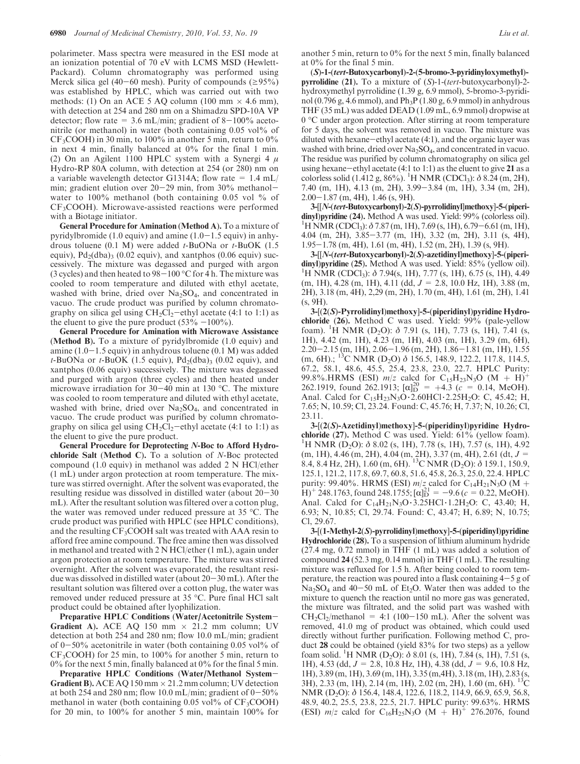polarimeter. Mass spectra were measured in the ESI mode at an ionization potential of 70 eV with LCMS MSD (Hewlett-Packard). Column chromatography was performed using Merck silica gel (40−60 mesh). Purity of compounds (≥95%) was established by HPLC, which was carried out with two methods: (1) On an ACE 5 AQ column (100 mm × 4.6 mm), with detection at 254 and 280 nm on a Shimadzu SPD-10A VP detector; flow rate = 3.6 mL/min; gradient of 8−100% acetonitrile (or methanol) in water (both containing 0.05 vol% of $CF_3COOH$) in 30 min, to 100% in another 5 min, return to 0% in next 4 min, finally balanced at 0% for the final 1 min. (2) On an Agilent 1100 HPLC system with a Synergi 4 μ Hydro-RP 80A column, with detection at 254 (or 280) nm on a variable wavelength detector G1314A; flow rate = 1.4 mL/min; gradient elution over 20−29 min, from 30% methanol−water to 100% methanol (both containing 0.05 vol % of $CF_3COOH$). Microwave-assisted reactions were performed with a Biotage initiator.

**General Procedure for Amination (Method A).** To a mixture of pyridylbromide (1.0 equiv) and amine (1.0−1.5 equiv) in anhydrous toluene (0.1 M) were added *t*-BuONa or *t*-BuOK (1.5 equiv), $Pd_2(dba)_3$ (0.02 equiv), and xantphos (0.06 equiv) successively. The mixture was degassed and purged with argon (3 cycles) and then heated to 98−100 °C for 4 h. The mixture was cooled to room temperature and diluted with ethyl acetate, washed with brine, dried over $Na_2SO_4$, and concentrated in vacuo. The crude product was purified by column chromatography on silica gel using $CH_2Cl_2$−ethyl acetate (4:1 to 1:1) as the eluent to give the pure product (53% −100%).

**General Procedure for Amination with Microwave Assistance (Method B).** To a mixture of pyridylbromide (1.0 equiv) and amine (1.0−1.5 equiv) in anhydrous toluene (0.1 M) was added *t*-BuONa or *t*-BuOK (1.5 equiv), $Pd_2(dba)_3$ (0.02 equiv), and xantphos (0.06 equiv) successively. The mixture was degassed and purged with argon (three cycles) and then heated under microwave irradiation for 30−40 min at 130 °C. The mixture was cooled to room temperature and diluted with ethyl acetate, washed with brine, dried over $Na_2SO_4$, and concentrated in vacuo. The crude product was purified by column chromatography on silica gel using $CH_2Cl_2$−ethyl acetate (4:1 to 1:1) as the eluent to give the pure product.

**General Procedure for Deprotecting *N*-Boc to Afford Hydrochloride Salt (Method C).** To a solution of *N*-Boc protected compound (1.0 equiv) in methanol was added 2 N HCl/ether (1 mL) under argon protection at room temperature. The mixture was stirred overnight. After the solvent was evaporated, the resulting residue was dissolved in distilled water (about 20−30 mL). After the resultant solution was filtered over a cotton plug, the water was removed under reduced pressure at 35 °C. The crude product was purified with HPLC (see HPLC conditions), and the resulting $CF_3COOH$ salt was treated with AAA resin to afford free amine compound. The free amine then was dissolved in methanol and treated with 2 N HCl/ether (1 mL), again under argon protection at room temperature. The mixture was stirred overnight. After the solvent was evaporated, the resultant residue was dissolved in distilled water (about 20−30 mL). After the resultant solution was filtered over a cotton plug, the water was removed under reduced pressure at 35 °C. Pure final HCl salt product could be obtained after lyophilization.

**Preparative HPLC Conditions (Water/Acetonitrile System−Gradient A).** ACE AQ 150 mm × 21.2 mm column; UV detection at both 254 and 280 nm; flow 10.0 mL/min; gradient of 0−50% acetonitrile in water (both containing 0.05 vol% of $CF_3COOH$) for 25 min, to 100% for another 5 min, return to 0% for the next 5 min, finally balanced at 0% for the final 5 min.

**Preparative HPLC Conditions (Water/Methanol System−Gradient B).** ACE AQ 150 mm × 21.2 mm column; UV detection at both 254 and 280 nm; flow 10.0 mL/min; gradient of 0−50% methanol in water (both containing 0.05 vol% of $CF_3COOH$) for 20 min, to 100% for another 5 min, maintain 100% for another 5 min, return to 0% for the next 5 min, finally balanced at 0% for the final 5 min.

**(*S*)-1-(*tert*-Butoxycarbonyl)-2-(5-bromo-3-pyridinyloxymethyl)-pyrrolidine (21).** To a mixture of (*S*)-1-(*tert*-butoxycarbonyl)-2-hydroxymethyl pyrrolidine (1.39 g, 6.9 mmol), 5-bromo-3-pyridinol (0.796 g, 4.6 mmol), and $Ph_3P$ (1.80 g, 6.9 mmol) in anhydrous THF (35 mL) was added DEAD (1.09 mL, 6.9 mmol) dropwise at 0 °C under argon protection. After stirring at room temperature for 5 days, the solvent was removed in vacuo. The mixture was diluted with hexane−ethyl acetate (4:1), and the organic layer was washed with brine, dried over $Na_2SO_4$, and concentrated in vacuo. The residue was purified by column chromatography on silica gel using hexane−ethyl acetate (4:1 to 1:1) as the eluent to give **21** as a colorless solid (1.412 g, 86%). $^1$H NMR ($CDCl_3$): δ 8.24 (m, 2H), 7.40 (m, 1H), 4.13 (m, 2H), 3.99−3.84 (m, 1H), 3.34 (m, 2H), 2.00−1.87 (m, 4H), 1.46 (s, 9H).

**3-[[*N*-(*tert*-Butoxycarbonyl)-2(*S*)-pyrrolidinyl]methoxy]-5-(piperidinyl)pyridine (24).** Method A was used. Yield: 99% (colorless oil). $^1$H NMR ($CDCl_3$): δ 7.87 (m, 1H), 7.69 (s, 1H), 6.79−6.61 (m, 1H), 4.04 (m, 2H), 3.85−3.77 (m, 1H), 3.32 (m, 2H), 3.11 (s, 4H), 1.95−1.78 (m, 4H), 1.61 (m, 4H), 1.52 (m, 2H), 1.39 (s, 9H).

**3-[[*N*-(*tert*-Butoxycarbonyl)-2(*S*)-azetidinyl]methoxy]-5-(piperidinyl)pyridine (25).** Method A was used. Yield: 85% (yellow oil). $^1$H NMR ($CDCl_3$): δ 7.94(s, 1H), 7.77 (s, 1H), 6.75 (s, 1H), 4.49 (m, 1H), 4.28 (m, 1H), 4.11 (dd, *J* = 2.8, 10.0 Hz, 1H), 3.88 (m, 2H), 3.18 (m, 4H), 2,29 (m, 2H), 1.70 (m, 4H), 1.61 (m, 2H), 1.41 (s, 9H).

**3-[(2(*S*)-Pyrrolidinyl)methoxy]-5-(piperidinyl)pyridine Hydrochloride (26).** Method C was used. Yield: 99% (pale-yellow foam). $^1$H NMR ($D_2O$): δ 7.91 (s, 1H), 7.73 (s, 1H), 7.41 (s, 1H), 4.42 (m, 1H), 4.23 (m, 1H), 4.03 (m, 1H), 3.29 (m, 6H), 2.20−2.15 (m, 1H), 2.06−1.96 (m, 2H), 1.86−1.81 (m, 1H), 1.55 (m, 6H).; $^{13}$C NMR ($D_2O$) δ 156.5, 148.9, 122.2, 117.8, 114.5, 67.2, 58.1, 48.6, 45.5, 25.4, 23.8, 23.0, 22.7. HPLC Purity: 99.8%.HRMS (ESI) *m*/*z* calcd for $C_{15}H_{23}N_3O$ $(M + H)^+$ 262.1919, found 262.1913; $[\alpha]_D^{20}$ = +4.3 (*c* = 0.14, MeOH). Anal. Calcd for $C_{15}H_{23}N_3O \cdot 2.60HCl \cdot 2.25H_2O$: C, 45.42; H, 7.65; N, 10.59; Cl, 23.24. Found: C, 45.76; H, 7.37; N, 10.26; Cl, 23.11.

**3-[(2(*S*)-Azetidinyl)methoxy]-5-(piperidinyl)pyridine Hydrochloride (27).** Method C was used. Yield: 61% (yellow foam). $^1$H NMR ($D_2O$): δ 8.02 (s, 1H), 7.78 (s, 1H), 7.57 (s, 1H), 4.92 (m, 1H), 4.46 (m, 2H), 4.04 (m, 2H), 3.37 (m, 4H), 2.61 (dt, *J* = 8.4, 8.4 Hz, 2H), 1.60 (m, 6H). $^{13}$C NMR ($D_2O$): δ 159.1, 150.9, 125.1, 121.2, 117.8, 69.7, 60.8, 51.6, 45.8, 26.3, 25.0, 22.4. HPLC purity: 99.40%. HRMS (ESI) *m*/*z* calcd for $C_{14}H_{21}N_3O$ $(M + H)^+$ 248.1763, found 248.1755; $[\alpha]_D^{21}$ = −9.6 (*c* = 0.22, MeOH). Anal. Calcd for $C_{14}H_{21}N_3O \cdot 3.25HCl \cdot 1.2H_2O$: C, 43.40; H, 6.93; N, 10.85; Cl, 29.74. Found: C, 43.47; H, 6.89; N, 10.75; Cl, 29.67.

**3-[(1-Methyl-2(*S*)-pyrrolidinyl)methoxy]-5-(piperidinyl)pyridine Hydrochloride (28).** To a suspension of lithium aluminum hydride (27.4 mg, 0.72 mmol) in THF (1 mL) was added a solution of compound **24** (52.3 mg, 0.14 mmol) in THF (1 mL). The resulting mixture was refluxed for 1.5 h. After being cooled to room temperature, the reaction was poured into a flask containing 4−5 g of $Na_2SO_4$ and 40−50 mL of $Et_2O$. Water then was added to the mixture to quench the reaction until no more gas was generated, the mixture was filtrated, and the solid part was washed with $CH_2Cl_2$/methanol = 4:1 (100−150 mL). After the solvent was removed, 41.0 mg of product was obtained, which could used directly without further purification. Following method C, product **28** could be obtained (yield 83% for two steps) as a yellow foam solid. $^1$H NMR ($D_2O$): δ 8.01 (s, 1H), 7.84 (s, 1H), 7.51 (s, 1H), 4.53 (dd, *J* = 2.8, 10.8 Hz, 1H), 4.38 (dd, *J* = 9.6, 10.8 Hz, 1H), 3.89 (m, 1H), 3.69 (m, 1H), 3.35 (m,4H), 3.18 (m, 1H), 2.83 (s, 3H), 2.33 (m, 1H), 2.14 (m, 1H), 2.02 (m, 2H), 1.60 (m, 6H). $^{13}$C NMR ($D_2O$): δ 156.4, 148.4, 122.6, 118.2, 114.9, 66.9, 65.9, 56.8, 48.9, 40.2, 25.5, 23.8, 22.5, 21.7. HPLC purity: 99.63%. HRMS (ESI) *m*/*z* calcd for $C_{16}H_{25}N_3O$ $(M + H)^+$ 276.2076, found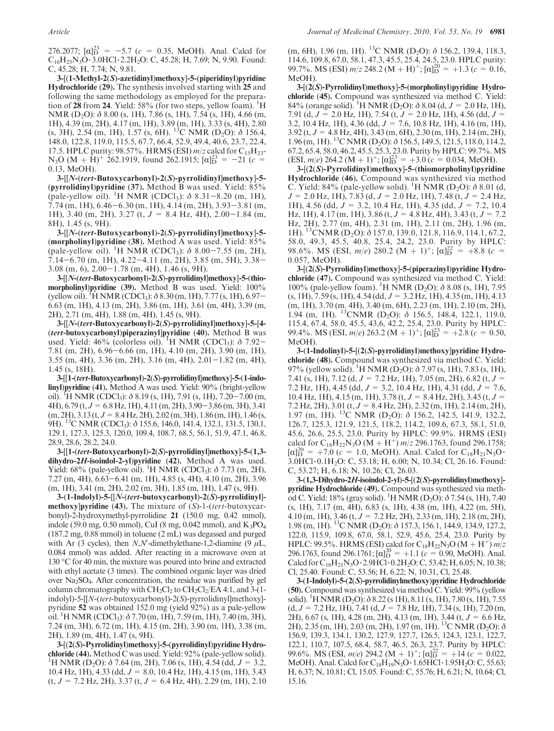276.2077; $[\alpha]_D^{23} = -5.7$ ($c$ = 0.35, MeOH). Anal. Calcd for $C_{16}H_{25}N_3O \cdot 3.0HCl \cdot 2.2H_2O$: C, 45.28; H, 7.69; N, 9.90. Found: C, 45.28; H, 7.74; N, 9.81.

**3-[(1-Methyl-2(*S*)-azetidinyl)methoxy]-5-(piperidinyl)pyridine Hydrochloride (29).** The synthesis involved starting with **25** and following the same methodology as employed for the preparation of **28** from **24**. Yield: 58% (for two steps, yellow foam). $^1$H NMR ($D_2O$): δ 8.00 (s, 1H), 7.86 (s, 1H), 7.54 (s, 1H), 4.66 (m, 1H), 4.39 (m, 2H), 4.17 (m, 1H), 3.89 (m, 1H), 3.33 (s, 4H), 2.80 (s, 3H), 2.54 (m, 1H), 1.57 (s, 6H). $^{13}$C NMR ($D_2O$): δ 156.4, 148.0, 122.8, 119.0, 115.5, 67.7, 66.4, 52.9, 49.4, 40.6, 23.7, 22.4, 17.5. HPLC purity: 98.57%. HRMS (ESI) $m/z$ calcd for $C_{15}H_{23}N_3O$ (M + H)$^+$ 262.1919, found 262.1915; $[\alpha]_D^{23} = -21$ ($c$ = 0.13, MeOH).

**3-[[*N*-(*tert*-Butoxycarbonyl)-2(*S*)-pyrrolidinyl]methoxy]-5-(pyrrolidinyl)pyridine (37).** Method B was used. Yield: 85% (pale-yellow oil). $^1$H NMR ($CDCl_3$): δ 8.31–8.20 (m, 1H), 7.74 (m, 1H), 6.46–6.30 (m, 1H), 4.14 (m, 2H), 3.93–3.81 (m, 1H), 3.40 (m, 2H), 3.27 (t, $J$ = 8.4 Hz, 4H), 2.00–1.84 (m, 8H), 1.45 (s, 9H).

**3-[[*N*-(*tert*-Butoxycarbonyl)-2(*S*)-pyrrolidinyl]methoxy]-5-(morpholinyl)pyridine (38).** Method A was used. Yield: 85% (pale-yellow oil). $^1$H NMR ($CDCl_3$): δ 8.00–7.55 (m, 2H), 7.14–6.70 (m, 1H), 4.22–4.11 (m, 2H), 3.85 (m, 5H), 3.38–3.08 (m, 6), 2.00–1.78 (m, 4H), 1.46 (s, 9H).

**3-[[*N*-(*tert*-Butoxycarbonyl)-2(*S*)-pyrrolidinyl]methoxy]-5-(thiomorpholinyl)pyridine (39).** Method B was used. Yield: 100% (yellow oil). $^1$H NMR ($CDCl_3$): δ 8.30 (m, 1H), 7.77 (s, 1H), 6.97–6.63 (m, 1H), 4.13 (m, 2H), 3.86 (m, 1H), 3.61 (m, 4H), 3.39 (m, 2H), 2.71 (m, 4H), 1.88 (m, 4H), 1.45 (s, 9H).

**3-[[*N*-(*tert*-Butoxycarbonyl)-2(*S*)-pyrrolidinyl]methoxy]-5-[4-(*tert*-butoxycarbonyl)piperazinyl]pyridine (40).** Method B was used. Yield: 46% (colorless oil). $^1$H NMR ($CDCl_3$): δ 7.92–7.81 (m, 2H), 6.96–6.66 (m, 1H), 4.10 (m, 2H), 3.90 (m, 1H), 3.55 (m, 4H), 3.36 (m, 2H), 3.16 (m, 4H), 2.01–1.82 (m, 4H), 1.45 (s, 18H).

**3-[[1-(*tert*-Butoxycarbonyl)-2(*S*)-pyrrolidinyl]methoxy]-5-(1-indolinyl)pyridine (41).** Method A was used. Yield: 90% (bright-yellow oil). $^1$H NMR ($CDCl_3$): δ 8.19 (s, 1H), 7.91 (s, 1H), 7.20–7.00 (m, 4H), 6.79 (t, $J$ = 6.8 Hz, 1H), 4.11 (m, 2H), 3.90–3.86 (m, 3H), 3.41 (m, 2H), 3.13 (t, $J$ = 8.4 Hz, 2H), 2.02 (m, 3H), 1.86 (m, 1H), 1.46 (s, 9H). $^{13}$C NMR ($CDCl_3$): δ 155.6, 146.0, 141.4, 132.1, 131.5, 130.1, 129.1, 127.3, 125.3, 120.0, 109.4, 108.7, 68.5, 56.1, 51.9, 47.1, 46.8, 28.9, 28.6, 28.2, 24.0.

**3-[[1-(*tert*-Butoxycarbonyl)-2(*S*)-pyrrolidinyl]methoxy]-5-(1,3-dihydro-2*H*-isoindol-2-yl)pyridine (42).** Method A was used. Yield: 68% (pale-yellow oil). $^1$H NMR ($CDCl_3$): δ 7.73 (m, 2H), 7.27 (m, 4H), 6.63–6.41 (m, 1H), 4.85 (s, 4H), 4.10 (m, 2H), 3.96 (m, 1H), 3.41 (m, 2H), 2.02 (m, 3H), 1.85 (m, 1H), 1.47 (s, 9H).

**3-(1-Indolyl)-5-[[*N*-(*tert*-butoxycarbonyl)-2(*S*)-pyrrolidinyl]methoxy]pyridine (43).** The mixture of (*S*)-1-(*tert*-butoxycarbonyl)-2-hydroxymethyl-pyrrolidine **21** (150.0 mg, 0.42 mmol), indole (59.0 mg, 0.50 mmol), CuI (8 mg, 0.042 mmol), and $K_3PO_4$ (187.2 mg, 0.88 mmol) in toluene (2 mL) was degassed and purged with Ar (3 cycles), then *N*,*N'*-dimethylethane-1,2-diamine (9 μL, 0.084 mmol) was added. After reacting in a microwave oven at 130 °C for 40 min, the mixture was poured into brine and extracted with ethyl acetate (3 times). The combined organic layer was dried over $Na_2SO_4$. After concentration, the residue was purified by gel column chromatography with $CH_2Cl_2$ to $CH_2Cl_2$/EA 4:1, and 3-(1-indolyl)-5-[[*N*-(*tert*-butoxycarbonyl)-2(*S*)-pyrrolidinyl]methoxy]-pyridine **52** was obtained 152.0 mg (yield 92%) as a pale-yellow oil. $^1$H NMR ($CDCl_3$): δ 7.70 (m, 1H), 7.59 (m, 1H), 7.40 (m, 3H), 7.24 (m, 3H), 6.72 (m, 1H), 4.15 (m, 2H), 3.90 (m, 1H), 3.38 (m, 2H), 1.89 (m, 4H), 1.47 (s, 9H).

**3-[(2(*S*)-Pyrrolidinyl)methoxy]-5-(pyrrolidinyl)pyridine Hydrochloride (44).** Method C was used. Yield: 92% (pale-yellow solid). $^1$H NMR ($D_2O$): δ 7.64 (m, 2H), 7.06 (s, 1H), 4.54 (dd, $J$ = 3.2, 10.4 Hz, 1H), 4.33 (dd, $J$ = 8.0, 10.4 Hz, 1H), 4.15 (m, 1H), 3.43 (t, $J$ = 7.2 Hz, 2H), 3.37 (t, $J$ = 6.4 Hz, 4H), 2.29 (m, 1H), 2.10 (m, 6H), 1.96 (m, 1H). $^{13}$C NMR ($D_2O$): δ 156.2, 139.4, 118.3, 114.6, 109.8, 67.0, 58.1, 47.3, 45.5, 25.4, 24.5, 23.0. HPLC purity: 99.7%. MS (ESI) $m/z$ 248.2 (M + H)$^+$; $[\alpha]_D^{20} = +1.3$ ($c$ = 0.16, MeOH).

**3-[(2(*S*)-Pyrrolidinyl)methoxy]-5-(morpholinyl)pyridine Hydrochloride (45).** Compound was synthesized via method C. Yield: 84% (orange solid). $^1$H NMR ($D_2O$): δ 8.04 (d, $J$ = 2.0 Hz, 1H), 7.91 (d, $J$ = 2.0 Hz, 1H), 7.54 (t, $J$ = 2.0 Hz, 1H), 4.56 (dd, $J$ = 3.2, 10.4 Hz, 1H), 4.36 (dd, $J$ = 7.6, 10.8 Hz, 1H), 4.16 (m, 1H), 3.92 (t, $J$ = 4.8 Hz, 4H), 3.43 (m, 6H), 2.30 (m, 1H), 2.14 (m, 2H), 1.96 (m, 1H). $^{13}$C NMR ($D_2O$): δ 156.5, 149.5, 121.5, 118.0, 114.2, 67.2, 65.4, 58.0, 46.2, 45.5, 25.3, 23.0. Purity by HPLC: 99.7%. MS (ESI, $m/e$) 264.2 (M + 1)$^+$; $[\alpha]_D^{23} = +3.0$ ($c$ = 0.034, MeOH).

**3-[(2(*S*)-Pyrrolidinyl)methoxy]-5-(thiomorpholinyl)pyridine Hydrochloride (46).** Compound was synthesized via method C. Yield: 84% (pale-yellow solid). $^1$H NMR ($D_2O$): δ 8.01 (d, $J$ = 2.0 Hz, 1H), 7.83 (d, $J$ = 2.0 Hz, 1H), 7.48 (t, $J$ = 2.4 Hz, 1H), 4.56 (dd, $J$ = 3.2, 10.4 Hz, 1H), 4.35 (dd, $J$ = 7.2, 10.4 Hz, 1H), 4.17 (m, 1H), 3.86 (t, $J$ = 4.8 Hz, 4H), 3.43 (t, $J$ = 7.2 Hz, 2H), 2.77 (m, 4H), 2.31 (m, 1H), 2.11 (m, 2H), 1.96 (m, 1H). $^{13}$CNMR ($D_2O$): δ 157.0, 139.0, 121.8, 116.9, 114.1, 67.2, 58.0, 49.3, 45.5, 40.8, 25.4, 24.2, 23.0. Purity by HPLC: 98.6%. MS (ESI, $m/e$) 280.2 (M + 1)$^+$; $[\alpha]_D^{22} = +8.8$ ($c$ = 0.057, MeOH).

**3-[(2(*S*)-Pyrrolidinyl)methoxy]-5-(piperazinyl)pyridine Hydrochloride (47).** Compound was synthesized via method C. Yield: 100% (pale-yellow foam). $^1$H NMR ($D_2O$): δ 8.08 (s, 1H), 7.95 (s, 1H), 7.59 (s, 1H), 4.54 (dd, $J$ = 3.2 Hz, 1H), 4.35 (m, 1H), 4.13 (m, 1H), 3.70 (m, 4H), 3.40 (m, 6H), 2.23 (m, 1H), 2.10 (m, 2H), 1.94 (m, 1H). $^{13}$CNMR ($D_2O$): δ 156.5, 148.4, 122.1, 119.0, 115.4, 67.4, 58.0, 45.5, 43,6, 42.2, 25.4, 23.0. Purity by HPLC: 99.4%. MS (ESI, $m/e$) 263.2 (M + 1)$^+$; $[\alpha]_D^{23} = +2.8$ ($c$ = 0.50, MeOH).

**3-(1-Indolinyl)-5-[(2(*S*)-pyrrolidinyl)methoxy]pyridine Hydrochloride (48).** Compound was synthesized via method C. Yield: 97% (yellow solid). $^1$H NMR ($D_2O$): δ 7.97 (s, 1H), 7.83 (s, 1H), 7.41 (s, 1H), 7.12 (d, $J$ = 7.2 Hz, 1H), 7.05 (m, 2H), 6.82 (t, $J$ = 7.2 Hz, 1H), 4.45 (dd, $J$ = 3.2, 10.4 Hz, 1H), 4.31 (dd, $J$ = 7.6, 10.4 Hz, 1H), 4.15 (m, 1H), 3.78 (t, $J$ = 8.4 Hz, 2H), 3.45 (t, $J$ = 7.2 Hz, 2H), 3.01 (t, $J$ = 8.4 Hz, 2H), 2.32 (m, 1H), 2.14 (m, 2H), 1.97 (m, 1H). $^{13}$C NMR ($D_2O$): δ 156.2, 142.5, 141.9, 132.2, 126.7, 125.3, 121.9, 121.5, 118.2, 114.2, 109.6, 67.3, 58.1, 51.0, 45.6, 26.6, 25.5, 23.0. Purity by HPLC: 99.9%. HRMS (ESI) calcd for $C_{18}H_{22}N_3O$ (M + H$^+$) $m/z$ 296.1763, found 296.1758; $[\alpha]_D^{20} = +7.0$ ($c$ = 1.0, MeOH). Anal. Calcd for $C_{18}H_{21}N_3O \cdot 3.0HCl \cdot 0.1H_2O$: C, 53.18; H, 6.00; N, 10.34; Cl, 26.16. Found: C, 53.27; H, 6.18; N, 10.26; Cl, 26.03.

**3-(1,3-Dihydro-2*H*-isoindol-2-yl)-5-[(2(*S*)-pyrrolidinyl)methoxy]-pyridine Hydrochloride (49).** Compound was synthesized via method C. Yield: 18% (gray solid). $^1$H NMR ($D_2O$): δ 7.54 (s, 1H), 7.40 (s, 1H), 7.17 (m, 4H), 6.83 (s, 1H), 4.38 (m, 1H), 4.22 (m, 5H), 4.10 (m, 1H), 3.46 (t, $J$ = 7.2 Hz, 2H), 2.33 (m, 1H), 2.18 (m, 2H), 1.98 (m, 1H). $^{13}$C NMR ($D_2O$): δ 157.3, 156.1, 144.9, 134.9, 127.2, 122.0, 115.9, 109.8, 67.0, 58.1, 52.9, 45.6, 25.4, 23.0. Purity by HPLC: 99.5%. HRMS (ESI) calcd for $C_{18}H_{22}N_3O$ (M + H$^+$) $m/z$ 296.1763, found 296.1761; $[\alpha]_D^{20} = +1.1$ ($c$ = 0.90, MeOH). Anal. Calcd for $C_{18}H_{21}N_3O \cdot 2.9HCl \cdot 0.2H_2O$: C, 53.42; H, 6.05; N, 10.38; Cl, 25.40. Found: C, 53.56; H, 6.22; N, 10.31, Cl, 25.48.

**3-(1-Indolyl)-5-(2(*S*)-pyrrolidinylmethoxy)pyridine Hydrochloride (50).** Compound was synthesized via method C. Yield: 99% (yellow solid). $^1$H NMR ($D_2O$): δ 8.22 (s 1H), 8.11 (s, 1H), 7.80 (s, 1H), 7.55 (d, $J$ = 7.2 Hz, 1H), 7.41 (d, $J$ = 7.8 Hz, 1H), 7.34 (s, 1H), 7.20 (m, 2H), 6.67 (s, 1H), 4.28 (m, 2H), 4.13 (m, 1H), 3.44 (t, $J$ = 6.6 Hz, 2H), 2.35 (m, 1H), 2.03 (m, 2H), 1.97 (m, 1H). $^{13}$C NMR ($D_2O$): δ 156.9, 139.3, 134.1, 130.2, 127.9, 127.7, 126.5, 124.3, 123.1, 122.7, 122.1, 110.7, 107.5, 68.4, 58.7, 46.5, 26.3, 23.7. Purity by HPLC: 99.6%. MS (ESI, $m/e$) 294.2 (M + 1)$^+$; $[\alpha]_D^{22} = +14$ ($c$ = 0.022, MeOH). Anal. Calcd for $C_{18}H_{19}N_3O \cdot 1.65HCl \cdot 1.95H_2O$: C, 55.63; H, 6.37; N, 10.81; Cl, 15.05. Found: C, 55.76; H, 6.21; N, 10.64; Cl, 15.16.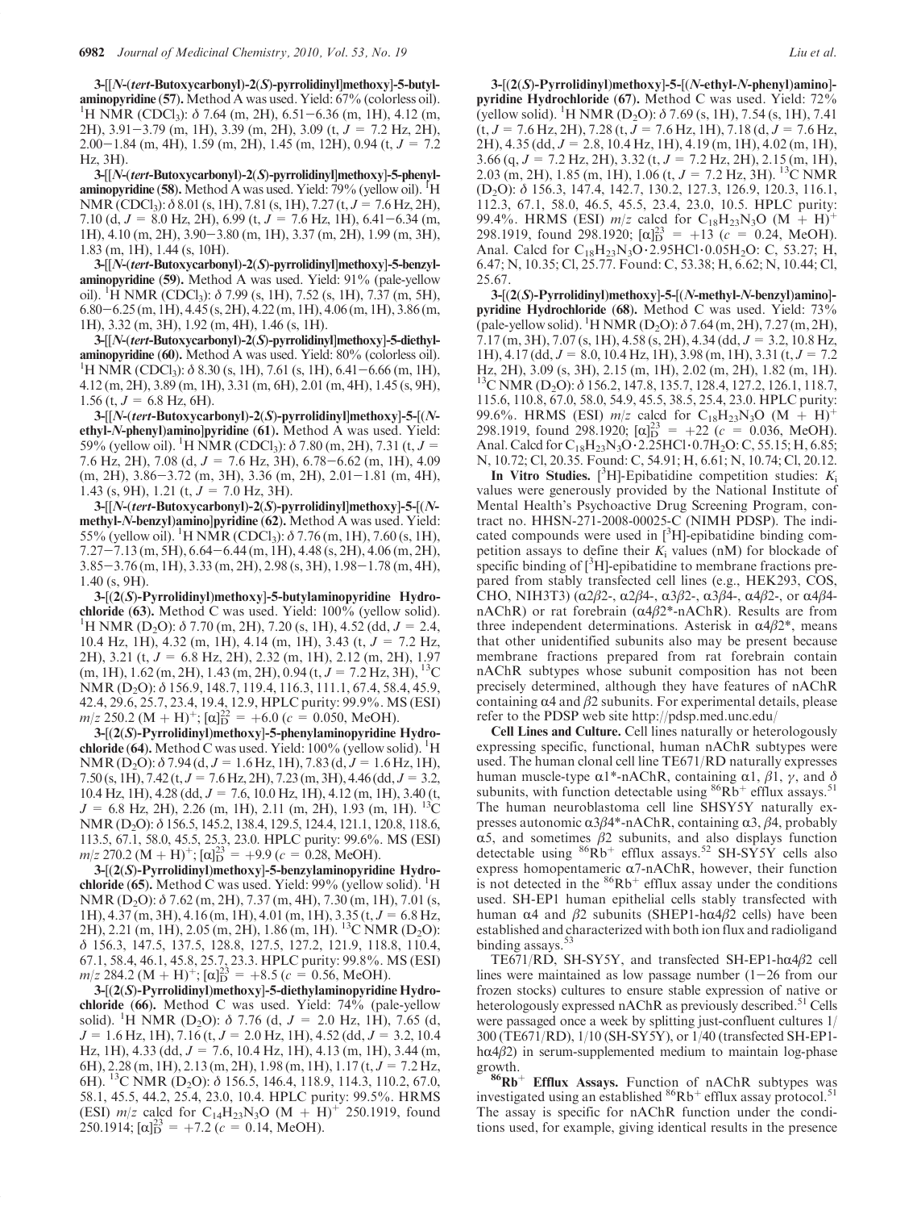**3-[[N-(tert-Butoxycarbonyl)-2(S)-pyrrolidinyl]methoxy]-5-butylaminopyridine (57).** Method A was used. Yield: 67% (colorless oil). $^1$H NMR (CDCl$_3$): δ 7.64 (m, 2H), 6.51−6.36 (m, 1H), 4.12 (m, 2H), 3.91−3.79 (m, 1H), 3.39 (m, 2H), 3.09 (t, $J$ = 7.2 Hz, 2H), 2.00−1.84 (m, 4H), 1.59 (m, 2H), 1.45 (m, 12H), 0.94 (t, $J$ = 7.2 Hz, 3H).

**3-[[N-(tert-Butoxycarbonyl)-2(S)-pyrrolidinyl]methoxy]-5-phenylaminopyridine (58).** Method A was used. Yield: 79% (yellow oil). $^1$H NMR (CDCl$_3$): δ 8.01 (s, 1H), 7.81 (s, 1H), 7.27 (t, $J$ = 7.6 Hz, 2H), 7.10 (d, $J$ = 8.0 Hz, 2H), 6.99 (t, $J$ = 7.6 Hz, 1H), 6.41−6.34 (m, 1H), 4.10 (m, 2H), 3.90−3.80 (m, 1H), 3.37 (m, 2H), 1.99 (m, 3H), 1.83 (m, 1H), 1.44 (s, 10H).

**3-[[N-(tert-Butoxycarbonyl)-2(S)-pyrrolidinyl]methoxy]-5-benzylaminopyridine (59).** Method A was used. Yield: 91% (pale-yellow oil). $^1$H NMR (CDCl$_3$): δ 7.99 (s, 1H), 7.52 (s, 1H), 7.37 (m, 5H), 6.80−6.25 (m, 1H), 4.45 (s, 2H), 4.22 (m, 1H), 4.06 (m, 1H), 3.86 (m, 1H), 3.32 (m, 3H), 1.92 (m, 4H), 1.46 (s, 1H).

**3-[[N-(tert-Butoxycarbonyl)-2(S)-pyrrolidinyl]methoxy]-5-diethylaminopyridine (60).** Method A was used. Yield: 80% (colorless oil). $^1$H NMR (CDCl$_3$): δ 8.30 (s, 1H), 7.61 (s, 1H), 6.41−6.66 (m, 1H), 4.12 (m, 2H), 3.89 (m, 1H), 3.31 (m, 6H), 2.01 (m, 4H), 1.45 (s, 9H), 1.56 (t, $J$ = 6.8 Hz, 6H).

**3-[[N-(tert-Butoxycarbonyl)-2(S)-pyrrolidinyl]methoxy]-5-[(N-ethyl-N-phenyl)amino]pyridine (61).** Method A was used. Yield: 59% (yellow oil). $^1$H NMR (CDCl$_3$): δ 7.80 (m, 2H), 7.31 (t, $J$ = 7.6 Hz, 2H), 7.08 (d, $J$ = 7.6 Hz, 3H), 6.78−6.62 (m, 1H), 4.09 (m, 2H), 3.86−3.72 (m, 3H), 3.36 (m, 2H), 2.01−1.81 (m, 4H), 1.43 (s, 9H), 1.21 (t, $J$ = 7.0 Hz, 3H).

**3-[[N-(tert-Butoxycarbonyl)-2(S)-pyrrolidinyl]methoxy]-5-[(N-methyl-N-benzyl)amino]pyridine (62).** Method A was used. Yield: 55% (yellow oil). $^1$H NMR (CDCl$_3$): δ 7.76 (m, 1H), 7.60 (s, 1H), 7.27−7.13 (m, 5H), 6.64−6.44 (m, 1H), 4.48 (s, 2H), 4.06 (m, 2H), 3.85−3.76 (m, 1H), 3.33 (m, 2H), 2.98 (s, 3H), 1.98−1.78 (m, 4H), 1.40 (s, 9H).

**3-[(2(S)-Pyrrolidinyl)methoxy]-5-butylaminopyridine Hydrochloride (63).** Method C was used. Yield: 100% (yellow solid). $^1$H NMR (D$_2$O): δ 7.70 (m, 2H), 7.20 (s, 1H), 4.52 (dd, $J$ = 2.4, 10.4 Hz, 1H), 4.32 (m, 1H), 4.14 (m, 1H), 3.43 (t, $J$ = 7.2 Hz, 2H), 3.21 (t, $J$ = 6.8 Hz, 2H), 2.32 (m, 1H), 2.12 (m, 2H), 1.97 (m, 1H), 1.62 (m, 2H), 1.43 (m, 2H), 0.94 (t, $J$ = 7.2 Hz, 3H). $^{13}$C NMR (D$_2$O): δ 156.9, 148.7, 119.4, 116.3, 111.1, 67.4, 58.4, 45.9, 42.4, 29.6, 25.7, 23.4, 19.4, 12.9, HPLC purity: 99.9%. MS (ESI) $m/z$ 250.2 (M + H)$^+$; $[\alpha]_D^{22}$ = +6.0 ($c$ = 0.050, MeOH).

**3-[(2(S)-Pyrrolidinyl)methoxy]-5-phenylaminopyridine Hydrochloride (64).** Method C was used. Yield: 100% (yellow solid). $^1$H NMR (D$_2$O): δ 7.94 (d, $J$ = 1.6 Hz, 1H), 7.83 (d, $J$ = 1.6 Hz, 1H), 7.50 (s, 1H), 7.42 (t, $J$ = 7.6 Hz, 2H), 7.23 (m, 3H), 4.46 (dd, $J$ = 3.2, 10.4 Hz, 1H), 4.28 (dd, $J$ = 7.6, 10.0 Hz, 1H), 4.12 (m, 1H), 3.40 (t, $J$ = 6.8 Hz, 2H), 2.26 (m, 1H), 2.11 (m, 2H), 1.93 (m, 1H). $^{13}$C NMR (D$_2$O): δ 156.5, 145.2, 138.4, 129.5, 124.4, 121.1, 120.8, 118.6, 113.5, 67.1, 58.0, 45.5, 25.3, 23.0. HPLC purity: 99.6%. MS (ESI) $m/z$ 270.2 (M + H)$^+$; $[\alpha]_D^{23}$ = +9.9 ($c$ = 0.28, MeOH).

**3-[(2(S)-Pyrrolidinyl)methoxy]-5-benzylaminopyridine Hydrochloride (65).** Method C was used. Yield: 99% (yellow solid). $^1$H NMR (D$_2$O): δ 7.62 (m, 2H), 7.37 (m, 4H), 7.30 (m, 1H), 7.01 (s, 1H), 4.37 (m, 3H), 4.16 (m, 1H), 4.01 (m, 1H), 3.35 (t, $J$ = 6.8 Hz, 2H), 2.21 (m, 1H), 2.05 (m, 2H), 1.86 (m, 1H). $^{13}$C NMR (D$_2$O): δ 156.3, 147.5, 137.5, 128.8, 127.5, 127.2, 121.9, 118.8, 110.4, 67.1, 58.4, 46.1, 45.8, 25.7, 23.3. HPLC purity: 99.8%. MS (ESI) $m/z$ 284.2 (M + H)$^+$; $[\alpha]_D^{23}$ = +8.5 ($c$ = 0.56, MeOH).

**3-[(2(S)-Pyrrolidinyl)methoxy]-5-diethylaminopyridine Hydrochloride (66).** Method C was used. Yield: 74% (pale-yellow solid). $^1$H NMR (D$_2$O): δ 7.76 (d, $J$ = 2.0 Hz, 1H), 7.65 (d, $J$ = 1.6 Hz, 1H), 7.16 (t, $J$ = 2.0 Hz, 1H), 4.52 (dd, $J$ = 3.2, 10.4 Hz, 1H), 4.33 (dd, $J$ = 7.6, 10.4 Hz, 1H), 4.13 (m, 1H), 3.44 (m, 6H), 2.28 (m, 1H), 2.13 (m, 2H), 1.98 (m, 1H), 1.17 (t, $J$ = 7.2 Hz, 6H). $^{13}$C NMR (D$_2$O): δ 156.5, 146.4, 118.9, 114.3, 110.2, 67.0, 58.1, 45.5, 44.2, 25.4, 23.0, 10.4. HPLC purity: 99.5%. HRMS (ESI) $m/z$ calcd for $C_{14}H_{23}N_3O$ (M + H)$^+$ 250.1919, found 250.1914; $[\alpha]_D^{23}$ = +7.2 ($c$ = 0.14, MeOH).

**3-[(2(S)-Pyrrolidinyl)methoxy]-5-[(N-ethyl-N-phenyl)amino]pyridine Hydrochloride (67).** Method C was used. Yield: 72% (yellow solid). $^1$H NMR (D$_2$O): δ 7.69 (s, 1H), 7.54 (s, 1H), 7.41 (t, $J$ = 7.6 Hz, 2H), 7.28 (t, $J$ = 7.6 Hz, 1H), 7.18 (d, $J$ = 7.6 Hz, 2H), 4.35 (dd, $J$ = 2.8, 10.4 Hz, 1H), 4.19 (m, 1H), 4.02 (m, 1H), 3.66 (q, $J$ = 7.2 Hz, 2H), 3.32 (t, $J$ = 7.2 Hz, 2H), 2.15 (m, 1H), 2.03 (m, 2H), 1.85 (m, 1H), 1.06 (t, $J$ = 7.2 Hz, 3H). $^{13}$C NMR (D$_2$O): δ 156.3, 147.4, 142.7, 130.2, 127.3, 126.9, 120.3, 116.1, 112.3, 67.1, 58.0, 46.5, 45.5, 23.4, 23.0, 10.5. HPLC purity: 99.4%. HRMS (ESI) $m/z$ calcd for $C_{18}H_{23}N_3O$ (M + H)$^+$ 298.1919, found 298.1920; $[\alpha]_D^{23}$ = +13 ($c$ = 0.24, MeOH). Anal. Calcd for $C_{18}H_{23}N_3O \cdot 2.95HCl \cdot 0.05H_2O$: C, 53.27; H, 6.47; N, 10.35; Cl, 25.77. Found: C, 53.38; H, 6.62; N, 10.44; Cl, 25.67.

**3-[(2(S)-Pyrrolidinyl)methoxy]-5-[(N-methyl-N-benzyl)amino]pyridine Hydrochloride (68).** Method C was used. Yield: 73% (pale-yellow solid). $^1$H NMR (D$_2$O): δ 7.64 (m, 2H), 7.27 (m, 2H), 7.17 (m, 3H), 7.07 (s, 1H), 4.58 (s, 2H), 4.34 (dd, $J$ = 3.2, 10.8 Hz, 1H), 4.17 (dd, $J$ = 8.0, 10.4 Hz, 1H), 3.98 (m, 1H), 3.31 (t, $J$ = 7.2 Hz, 2H), 3.09 (s, 3H), 2.15 (m, 1H), 2.02 (m, 2H), 1.82 (m, 1H). $^{13}$C NMR (D$_2$O): δ 156.2, 147.8, 135.7, 128.4, 127.2, 126.1, 118.7, 115.6, 110.8, 67.0, 58.0, 54.9, 45.5, 38.5, 25.4, 23.0. HPLC purity: 99.6%. HRMS (ESI) $m/z$ calcd for $C_{18}H_{23}N_3O$ (M + H)$^+$ 298.1919, found 298.1920; $[\alpha]_D^{23}$ = +22 ($c$ = 0.036, MeOH). Anal. Calcd for $C_{18}H_{23}N_3O \cdot 2.25HCl \cdot 0.7H_2O$: C, 55.15; H, 6.85; N, 10.72; Cl, 20.35. Found: C, 54.91; H, 6.61; N, 10.74; Cl, 20.12.

**In Vitro Studies.** [$^3$H]-Epibatidine competition studies: $K_i$ values were generously provided by the National Institute of Mental Health's Psychoactive Drug Screening Program, contract no. HHSN-271-2008-00025-C (NIMH PDSP). The indicated compounds were used in [$^3$H]-epibatidine binding competition assays to define their $K_i$ values (nM) for blockade of specific binding of [$^3$H]-epibatidine to membrane fractions prepared from stably transfected cell lines (e.g., HEK293, COS, CHO, NIH3T3) (α2β2-, α2β4-, α3β2-, α3β4-, α4β2-, or α4β4-nAChR) or rat forebrain (α4β2*-nAChR). Results are from three independent determinations. Asterisk in α4β2*, means that other unidentified subunits also may be present because membrane fractions prepared from rat forebrain contain nAChR subtypes whose subunit composition has not been precisely determined, although they have features of nAChR containing α4 and β2 subunits. For experimental details, please refer to the PDSP web site http://pdsp.med.unc.edu/

**Cell Lines and Culture.** Cell lines naturally or heterologously expressing specific, functional, human nAChR subtypes were used. The human clonal cell line TE671/RD naturally expresses human muscle-type α1*-nAChR, containing α1, β1, γ, and δ subunits, with function detectable using $^{86}Rb^+$ efflux assays.[51] The human neuroblastoma cell line SHSY5Y naturally expresses autonomic α3β4*-nAChR, containing α3, β4, probably α5, and sometimes β2 subunits, and also displays function detectable using $^{86}Rb^+$ efflux assays.[52] SH-SY5Y cells also express homopentameric α7-nAChR, however, their function is not detected in the $^{86}Rb^+$ efflux assay under the conditions used. SH-EP1 human epithelial cells stably transfected with human α4 and β2 subunits (SHEP1-hα4β2 cells) have been established and characterized with both ion flux and radioligand binding assays.[53]

TE671/RD, SH-SY5Y, and transfected SH-EP1-hα4β2 cell lines were maintained as low passage number (1−26 from our frozen stocks) cultures to ensure stable expression of native or heterologously expressed nAChR as previously described.[51] Cells were passaged once a week by splitting just-confluent cultures 1/300 (TE671/RD), 1/10 (SH-SY5Y), or 1/40 (transfected SH-EP1-hα4β2) in serum-supplemented medium to maintain log-phase growth.

**$^{86}Rb^+$ Efflux Assays.** Function of nAChR subtypes was investigated using an established $^{86}Rb^+$ efflux assay protocol.[51] The assay is specific for nAChR function under the conditions used, for example, giving identical results in the presence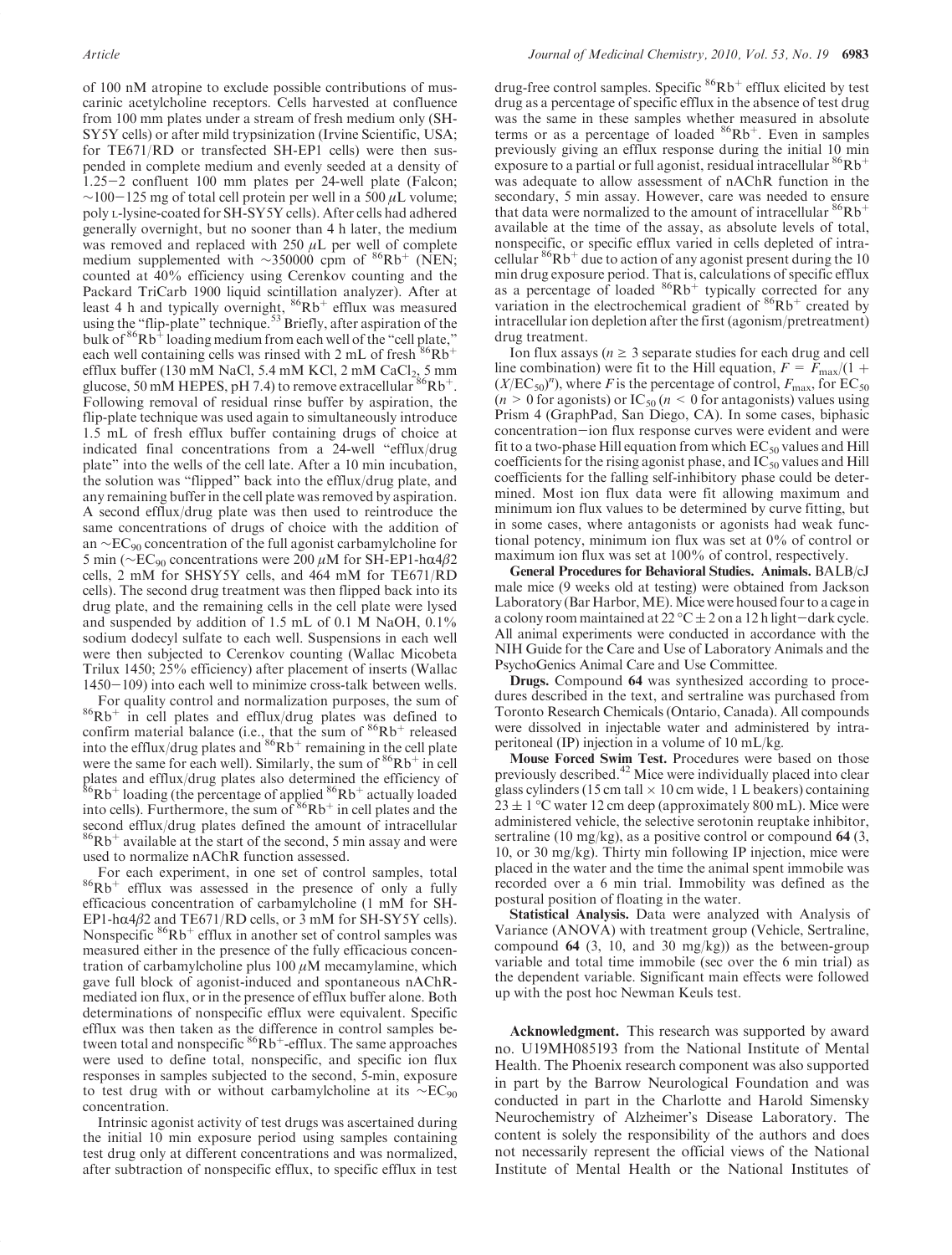of 100 nM atropine to exclude possible contributions of muscarinic acetylcholine receptors. Cells harvested at confluence from 100 mm plates under a stream of fresh medium only (SH-SY5Y cells) or after mild trypsinization (Irvine Scientific, USA; for TE671/RD or transfected SH-EP1 cells) were then suspended in complete medium and evenly seeded at a density of 1.25–2 confluent 100 mm plates per 24-well plate (Falcon; ~100–125 mg of total cell protein per well in a 500 $\mu$L volume; poly L-lysine-coated for SH-SY5Y cells). After cells had adhered generally overnight, but no sooner than 4 h later, the medium was removed and replaced with 250 $\mu$L per well of complete medium supplemented with ~350000 cpm of $^{86}Rb^{+}$ (NEN; counted at 40% efficiency using Cerenkov counting and the Packard TriCarb 1900 liquid scintillation analyzer). After at least 4 h and typically overnight, $^{86}Rb^{+}$ efflux was measured using the "flip-plate" technique.[53] Briefly, after aspiration of the bulk of $^{86}Rb^{+}$ loading medium from each well of the "cell plate," each well containing cells was rinsed with 2 mL of fresh $^{86}Rb^{+}$ efflux buffer (130 mM NaCl, 5.4 mM KCl, 2 mM $CaCl_2$, 5 mm glucose, 50 mM HEPES, pH 7.4) to remove extracellular $^{86}Rb^{+}$. Following removal of residual rinse buffer by aspiration, the flip-plate technique was used again to simultaneously introduce 1.5 mL of fresh efflux buffer containing drugs of choice at indicated final concentrations from a 24-well "efflux/drug plate" into the wells of the cell late. After a 10 min incubation, the solution was "flipped" back into the efflux/drug plate, and any remaining buffer in the cell plate was removed by aspiration. A second efflux/drug plate was then used to reintroduce the same concentrations of drugs of choice with the addition of an ~$EC_{90}$ concentration of the full agonist carbamylcholine for 5 min (~$EC_{90}$ concentrations were 200 $\mu$M for SH-EP1-h$\alpha$4$\beta$2 cells, 2 mM for SHSY5Y cells, and 464 mM for TE671/RD cells). The second drug treatment was then flipped back into its drug plate, and the remaining cells in the cell plate were lysed and suspended by addition of 1.5 mL of 0.1 M NaOH, 0.1% sodium dodecyl sulfate to each well. Suspensions in each well were then subjected to Cerenkov counting (Wallac Micobeta Trilux 1450; 25% efficiency) after placement of inserts (Wallac 1450–109) into each well to minimize cross-talk between wells.

For quality control and normalization purposes, the sum of $^{86}Rb^{+}$ in cell plates and efflux/drug plates was defined to confirm material balance (i.e., that the sum of $^{86}Rb^{+}$ released into the efflux/drug plates and $^{86}Rb^{+}$ remaining in the cell plate were the same for each well). Similarly, the sum of $^{86}Rb^{+}$ in cell plates and efflux/drug plates also determined the efficiency of $^{86}Rb^{+}$ loading (the percentage of applied $^{86}Rb^{+}$ actually loaded into cells). Furthermore, the sum of $^{86}Rb^{+}$ in cell plates and the second efflux/drug plates defined the amount of intracellular $^{86}Rb^{+}$ available at the start of the second, 5 min assay and were used to normalize nAChR function assessed.

For each experiment, in one set of control samples, total $^{86}Rb^{+}$ efflux was assessed in the presence of only a fully efficacious concentration of carbamylcholine (1 mM for SH-EP1-h$\alpha$4$\beta$2 and TE671/RD cells, or 3 mM for SH-SY5Y cells). Nonspecific $^{86}Rb^{+}$ efflux in another set of control samples was measured either in the presence of the fully efficacious concentration of carbamylcholine plus 100 $\mu$M mecamylamine, which gave full block of agonist-induced and spontaneous nAChR-mediated ion flux, or in the presence of efflux buffer alone. Both determinations of nonspecific efflux were equivalent. Specific efflux was then taken as the difference in control samples between total and nonspecific $^{86}Rb^{+}$-efflux. The same approaches were used to define total, nonspecific, and specific ion flux responses in samples subjected to the second, 5-min, exposure to test drug with or without carbamylcholine at its ~$EC_{90}$ concentration.

Intrinsic agonist activity of test drugs was ascertained during the initial 10 min exposure period using samples containing test drug only at different concentrations and was normalized, after subtraction of nonspecific efflux, to specific efflux in test drug-free control samples. Specific $^{86}Rb^{+}$ efflux elicited by test drug as a percentage of specific efflux in the absence of test drug was the same in these samples whether measured in absolute terms or as a percentage of loaded $^{86}Rb^{+}$. Even in samples previously giving an efflux response during the initial 10 min exposure to a partial or full agonist, residual intracellular $^{86}Rb^{+}$ was adequate to allow assessment of nAChR function in the secondary, 5 min assay. However, care was needed to ensure that data were normalized to the amount of intracellular $^{86}Rb^{+}$ available at the time of the assay, as absolute levels of total, nonspecific, or specific efflux varied in cells depleted of intracellular $^{86}Rb^{+}$ due to action of any agonist present during the 10 min drug exposure period. That is, calculations of specific efflux as a percentage of loaded $^{86}Rb^{+}$ typically corrected for any variation in the electrochemical gradient of $^{86}Rb^{+}$ created by intracellular ion depletion after the first (agonism/pretreatment) drug treatment.

Ion flux assays ($n \geq 3$ separate studies for each drug and cell line combination) were fit to the Hill equation, $F = F_{max}/(1 + (X/EC_{50})^n)$, where $F$ is the percentage of control, $F_{max}$, for $EC_{50}$ ($n > 0$ for agonists) or $IC_{50}$ ($n < 0$ for antagonists) values using Prism 4 (GraphPad, San Diego, CA). In some cases, biphasic concentration–ion flux response curves were evident and were fit to a two-phase Hill equation from which $EC_{50}$ values and Hill coefficients for the rising agonist phase, and $IC_{50}$ values and Hill coefficients for the falling self-inhibitory phase could be determined. Most ion flux data were fit allowing maximum and minimum ion flux values to be determined by curve fitting, but in some cases, where antagonists or agonists had weak functional potency, minimum ion flux was set at 0% of control or maximum ion flux was set at 100% of control, respectively.

**General Procedures for Behavioral Studies. Animals.** BALB/cJ male mice (9 weeks old at testing) were obtained from Jackson Laboratory (Bar Harbor, ME). Mice were housed four to a cage in a colony room maintained at 22 °C ± 2 on a 12 h light–dark cycle. All animal experiments were conducted in accordance with the NIH Guide for the Care and Use of Laboratory Animals and the PsychoGenics Animal Care and Use Committee.

**Drugs.** Compound **64** was synthesized according to procedures described in the text, and sertraline was purchased from Toronto Research Chemicals (Ontario, Canada). All compounds were dissolved in injectable water and administered by intraperitoneal (IP) injection in a volume of 10 mL/kg.

**Mouse Forced Swim Test.** Procedures were based on those previously described.[42] Mice were individually placed into clear glass cylinders (15 cm tall × 10 cm wide, 1 L beakers) containing 23 ± 1 °C water 12 cm deep (approximately 800 mL). Mice were administered vehicle, the selective serotonin reuptake inhibitor, sertraline (10 mg/kg), as a positive control or compound **64** (3, 10, or 30 mg/kg). Thirty min following IP injection, mice were placed in the water and the time the animal spent immobile was recorded over a 6 min trial. Immobility was defined as the postural position of floating in the water.

**Statistical Analysis.** Data were analyzed with Analysis of Variance (ANOVA) with treatment group (Vehicle, Sertraline, compound **64** (3, 10, and 30 mg/kg)) as the between-group variable and total time immobile (sec over the 6 min trial) as the dependent variable. Significant main effects were followed up with the post hoc Newman Keuls test.

**Acknowledgment.** This research was supported by award no. U19MH085193 from the National Institute of Mental Health. The Phoenix research component was also supported in part by the Barrow Neurological Foundation and was conducted in part in the Charlotte and Harold Simensky Neurochemistry of Alzheimer's Disease Laboratory. The content is solely the responsibility of the authors and does not necessarily represent the official views of the National Institute of Mental Health or the National Institutes of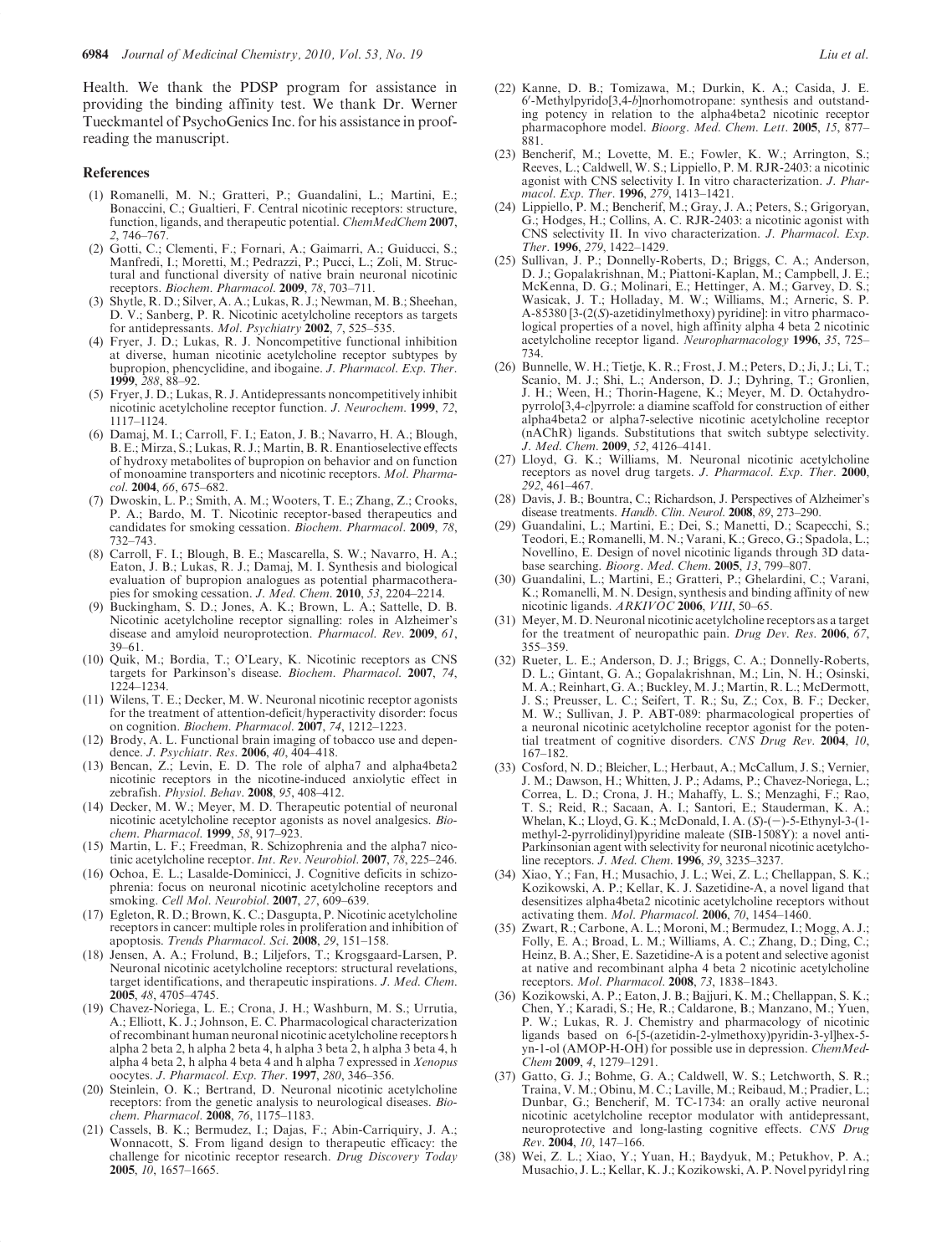Health. We thank the PDSP program for assistance in providing the binding affinity test. We thank Dr. Werner Tueckmantel of PsychoGenics Inc. for his assistance in proofreading the manuscript.

## References

(1) Romanelli, M. N.; Gratteri, P.; Guandalini, L.; Martini, E.; Bonaccini, C.; Gualtieri, F. Central nicotinic receptors: structure, function, ligands, and therapeutic potential. *ChemMedChem* **2007**, *2*, 746–767.

(2) Gotti, C.; Clementi, F.; Fornari, A.; Gaimarri, A.; Guiducci, S.; Manfredi, I.; Moretti, M.; Pedrazzi, P.; Pucci, L.; Zoli, M. Structural and functional diversity of native brain neuronal nicotinic receptors. *Biochem. Pharmacol.* **2009**, *78*, 703–711.

(3) Shytle, R. D.; Silver, A. A.; Lukas, R. J.; Newman, M. B.; Sheehan, D. V.; Sanberg, P. R. Nicotinic acetylcholine receptors as targets for antidepressants. *Mol. Psychiatry* **2002**, *7*, 525–535.

(4) Fryer, J. D.; Lukas, R. J. Noncompetitive functional inhibition at diverse, human nicotinic acetylcholine receptor subtypes by bupropion, phencyclidine, and ibogaine. *J. Pharmacol. Exp. Ther.* **1999**, *288*, 88–92.

(5) Fryer, J. D.; Lukas, R. J. Antidepressants noncompetitively inhibit nicotinic acetylcholine receptor function. *J. Neurochem.* **1999**, *72*, 1117–1124.

(6) Damaj, M. I.; Carroll, F. I.; Eaton, J. B.; Navarro, H. A.; Blough, B. E.; Mirza, S.; Lukas, R. J.; Martin, B. R. Enantioselective effects of hydroxy metabolites of bupropion on behavior and on function of monoamine transporters and nicotinic receptors. *Mol. Pharmacol.* **2004**, *66*, 675–682.

(7) Dwoskin, L. P.; Smith, A. M.; Wooters, T. E.; Zhang, Z.; Crooks, P. A.; Bardo, M. T. Nicotinic receptor-based therapeutics and candidates for smoking cessation. *Biochem. Pharmacol.* **2009**, *78*, 732–743.

(8) Carroll, F. I.; Blough, B. E.; Mascarella, S. W.; Navarro, H. A.; Eaton, J. B.; Lukas, R. J.; Damaj, M. I. Synthesis and biological evaluation of bupropion analogues as potential pharmacotherapies for smoking cessation. *J. Med. Chem.* **2010**, *53*, 2204–2214.

(9) Buckingham, S. D.; Jones, A. K.; Brown, L. A.; Sattelle, D. B. Nicotinic acetylcholine receptor signalling: roles in Alzheimer's disease and amyloid neuroprotection. *Pharmacol. Rev.* **2009**, *61*, 39–61.

(10) Quik, M.; Bordia, T.; O'Leary, K. Nicotinic receptors as CNS targets for Parkinson's disease. *Biochem. Pharmacol.* **2007**, *74*, 1224–1234.

(11) Wilens, T. E.; Decker, M. W. Neuronal nicotinic receptor agonists for the treatment of attention-deficit/hyperactivity disorder: focus on cognition. *Biochem. Pharmacol.* **2007**, *74*, 1212–1223.

(12) Brody, A. L. Functional brain imaging of tobacco use and dependence. *J. Psychiatr. Res.* **2006**, *40*, 404–418.

(13) Bencan, Z.; Levin, E. D. The role of alpha7 and alpha4beta2 nicotinic receptors in the nicotine-induced anxiolytic effect in zebrafish. *Physiol. Behav.* **2008**, *95*, 408–412.

(14) Decker, M. W.; Meyer, M. D. Therapeutic potential of neuronal nicotinic acetylcholine receptor agonists as novel analgesics. *Biochem. Pharmacol.* **1999**, *58*, 917–923.

(15) Martin, L. F.; Freedman, R. Schizophrenia and the alpha7 nicotinic acetylcholine receptor. *Int. Rev. Neurobiol.* **2007**, *78*, 225–246.

(16) Ochoa, E. L.; Lasalde-Dominicci, J. Cognitive deficits in schizophrenia: focus on neuronal nicotinic acetylcholine receptors and smoking. *Cell Mol. Neurobiol.* **2007**, *27*, 609–639.

(17) Egleton, R. D.; Brown, K. C.; Dasgupta, P. Nicotinic acetylcholine receptors in cancer: multiple roles in proliferation and inhibition of apoptosis. *Trends Pharmacol. Sci.* **2008**, *29*, 151–158.

(18) Jensen, A. A.; Frolund, B.; Liljefors, T.; Krogsgaard-Larsen, P. Neuronal nicotinic acetylcholine receptors: structural revelations, target identifications, and therapeutic inspirations. *J. Med. Chem.* **2005**, *48*, 4705–4745.

(19) Chavez-Noriega, L. E.; Crona, J. H.; Washburn, M. S.; Urrutia, A.; Elliott, K. J.; Johnson, E. C. Pharmacological characterization of recombinant human neuronal nicotinic acetylcholine receptors h alpha 2 beta 2, h alpha 2 beta 4, h alpha 3 beta 2, h alpha 3 beta 4, h alpha 4 beta 2, h alpha 4 beta 4 and h alpha 7 expressed in *Xenopus* oocytes. *J. Pharmacol. Exp. Ther.* **1997**, *280*, 346–356.

(20) Steinlein, O. K.; Bertrand, D. Neuronal nicotinic acetylcholine receptors: from the genetic analysis to neurological diseases. *Biochem. Pharmacol.* **2008**, *76*, 1175–1183.

(21) Cassels, B. K.; Bermudez, I.; Dajas, F.; Abin-Carriquiry, J. A.; Wonnacott, S. From ligand design to therapeutic efficacy: the challenge for nicotinic receptor research. *Drug Discovery Today* **2005**, *10*, 1657–1665.

(22) Kanne, D. B.; Tomizawa, M.; Durkin, K. A.; Casida, J. E. 6′-Methylpyrido[3,4-*b*]norhomotropane: synthesis and outstanding potency in relation to the alpha4beta2 nicotinic receptor pharmacophore model. *Bioorg. Med. Chem. Lett.* **2005**, *15*, 877–881.

(23) Bencherif, M.; Lovette, M. E.; Fowler, K. W.; Arrington, S.; Reeves, L.; Caldwell, W. S.; Lippiello, P. M. RJR-2403: a nicotinic agonist with CNS selectivity I. In vitro characterization. *J. Pharmacol. Exp. Ther.* **1996**, *279*, 1413–1421.

(24) Lippiello, P. M.; Bencherif, M.; Gray, J. A.; Peters, S.; Grigoryan, G.; Hodges, H.; Collins, A. C. RJR-2403: a nicotinic agonist with CNS selectivity II. In vivo characterization. *J. Pharmacol. Exp. Ther.* **1996**, *279*, 1422–1429.

(25) Sullivan, J. P.; Donnelly-Roberts, D.; Briggs, C. A.; Anderson, D. J.; Gopalakrishnan, M.; Piattoni-Kaplan, M.; Campbell, J. E.; McKenna, D. G.; Molinari, E.; Hettinger, A. M.; Garvey, D. S.; Wasicak, J. T.; Holladay, M. W.; Williams, M.; Arneric, S. P. A-85380 [3-(2(*S*)-azetidinylmethoxy) pyridine]: in vitro pharmacological properties of a novel, high affinity alpha 4 beta 2 nicotinic acetylcholine receptor ligand. *Neuropharmacology* **1996**, *35*, 725–734.

(26) Bunnelle, W. H.; Tietje, K. R.; Frost, J. M.; Peters, D.; Ji, J.; Li, T.; Scanio, M. J.; Shi, L.; Anderson, D. J.; Dyhring, T.; Gronlien, J. H.; Ween, H.; Thorin-Hagene, K.; Meyer, M. D. Octahydropyrrolo[3,4-*c*]pyrrole: a diamine scaffold for construction of either alpha4beta2 or alpha7-selective nicotinic acetylcholine receptor (nAChR) ligands. Substitutions that switch subtype selectivity. *J. Med. Chem.* **2009**, *52*, 4126–4141.

(27) Lloyd, G. K.; Williams, M. Neuronal nicotinic acetylcholine receptors as novel drug targets. *J. Pharmacol. Exp. Ther.* **2000**, *292*, 461–467.

(28) Davis, J. B.; Bountra, C.; Richardson, J. Perspectives of Alzheimer's disease treatments. *Handb. Clin. Neurol.* **2008**, *89*, 273–290.

(29) Guandalini, L.; Martini, E.; Dei, S.; Manetti, D.; Scapecchi, S.; Teodori, E.; Romanelli, M. N.; Varani, K.; Greco, G.; Spadola, L.; Novellino, E. Design of novel nicotinic ligands through 3D database searching. *Bioorg. Med. Chem.* **2005**, *13*, 799–807.

(30) Guandalini, L.; Martini, E.; Gratteri, P.; Ghelardini, C.; Varani, K.; Romanelli, M. N. Design, synthesis and binding affinity of new nicotinic ligands. *ARKIVOC* **2006**, *VIII*, 50–65.

(31) Meyer, M. D. Neuronal nicotinic acetylcholine receptors as a target for the treatment of neuropathic pain. *Drug Dev. Res.* **2006**, *67*, 355–359.

(32) Rueter, L. E.; Anderson, D. J.; Briggs, C. A.; Donnelly-Roberts, D. L.; Gintant, G. A.; Gopalakrishnan, M.; Lin, N. H.; Osinski, M. A.; Reinhart, G. A.; Buckley, M. J.; Martin, R. L.; McDermott, J. S.; Preusser, L. C.; Seifert, T. R.; Su, Z.; Cox, B. F.; Decker, M. W.; Sullivan, J. P. ABT-089: pharmacological properties of a neuronal nicotinic acetylcholine receptor agonist for the potential treatment of cognitive disorders. *CNS Drug Rev.* **2004**, *10*, 167–182.

(33) Cosford, N. D.; Bleicher, L.; Herbaut, A.; McCallum, J. S.; Vernier, J. M.; Dawson, H.; Whitten, J. P.; Adams, P.; Chavez-Noriega, L.; Correa, L. D.; Crona, J. H.; Mahaffy, L. S.; Menzaghi, F.; Rao, T. S.; Reid, R.; Sacaan, A. I.; Santori, E.; Stauderman, K. A.; Whelan, K.; Lloyd, G. K.; McDonald, I. A. (*S*)-(−)-5-Ethynyl-3-(1-methyl-2-pyrrolidinyl)pyridine maleate (SIB-1508Y): a novel anti-Parkinsonian agent with selectivity for neuronal nicotinic acetylcholine receptors. *J. Med. Chem.* **1996**, *39*, 3235–3237.

(34) Xiao, Y.; Fan, H.; Musachio, J. L.; Wei, Z. L.; Chellappan, S. K.; Kozikowski, A. P.; Kellar, K. J. Sazetidine-A, a novel ligand that desensitizes alpha4beta2 nicotinic acetylcholine receptors without activating them. *Mol. Pharmacol.* **2006**, *70*, 1454–1460.

(35) Zwart, R.; Carbone, A. L.; Moroni, M.; Bermudez, I.; Mogg, A. J.; Folly, E. A.; Broad, L. M.; Williams, A. C.; Zhang, D.; Ding, C.; Heinz, B. A.; Sher, E. Sazetidine-A is a potent and selective agonist at native and recombinant alpha 4 beta 2 nicotinic acetylcholine receptors. *Mol. Pharmacol.* **2008**, *73*, 1838–1843.

(36) Kozikowski, A. P.; Eaton, J. B.; Bajjuri, K. M.; Chellappan, S. K.; Chen, Y.; Karadi, S.; He, R.; Caldarone, B.; Manzano, M.; Yuen, P. W.; Lukas, R. J. Chemistry and pharmacology of nicotinic ligands based on 6-[5-(azetidin-2-ylmethoxy)pyridin-3-yl]hex-5-yn-1-ol (AMOP-H-OH) for possible use in depression. *ChemMedChem* **2009**, *4*, 1279–1291.

(37) Gatto, G. J.; Bohme, G. A.; Caldwell, W. S.; Letchworth, S. R.; Traina, V. M.; Obinu, M. C.; Laville, M.; Reibaud, M.; Pradier, L.; Dunbar, G.; Bencherif, M. TC-1734: an orally active neuronal nicotinic acetylcholine receptor modulator with antidepressant, neuroprotective and long-lasting cognitive effects. *CNS Drug Rev.* **2004**, *10*, 147–166.

(38) Wei, Z. L.; Xiao, Y.; Yuan, H.; Baydyuk, M.; Petukhov, P. A.; Musachio, J. L.; Kellar, K. J.; Kozikowski, A. P. Novel pyridyl ring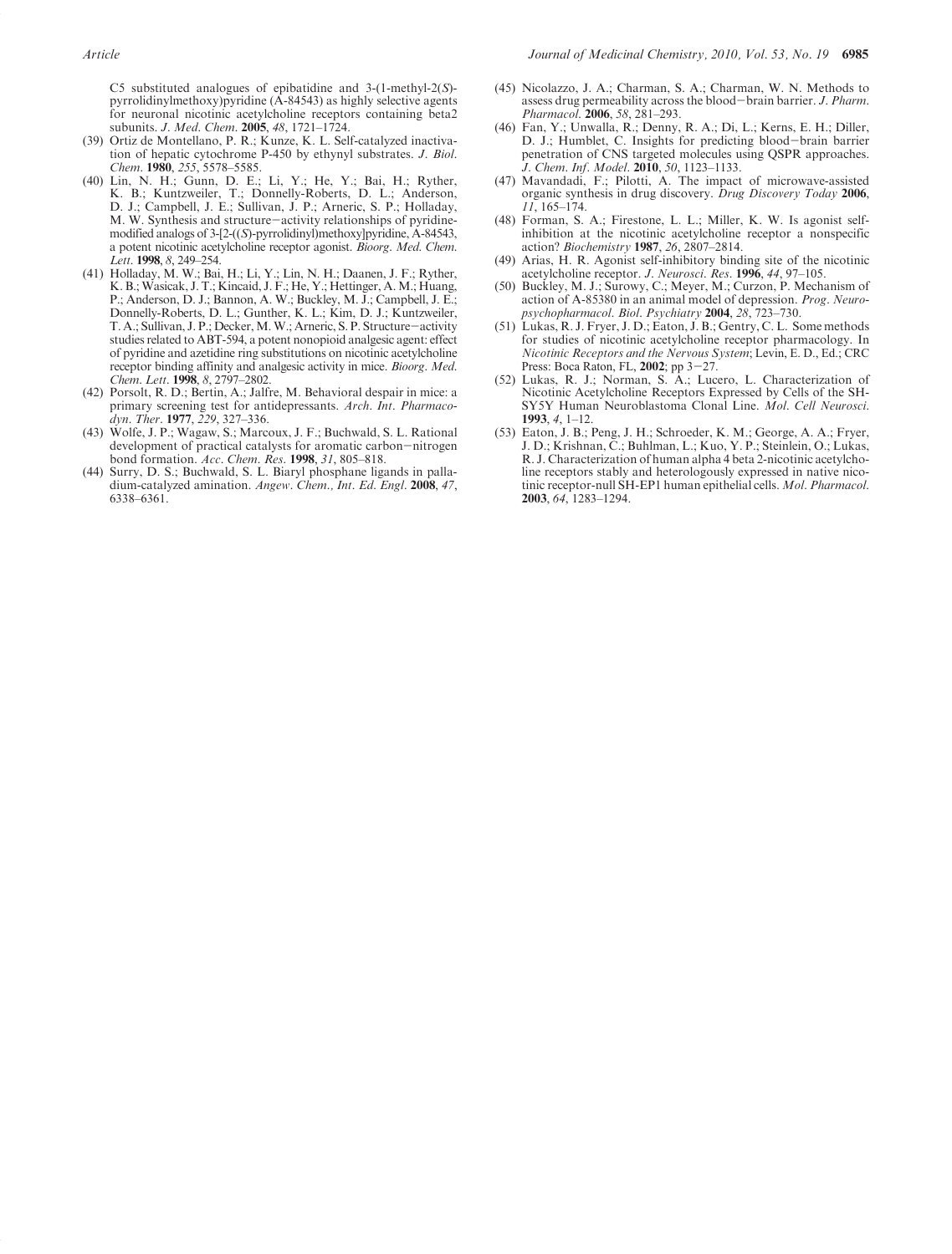C5 substituted analogues of epibatidine and 3-(1-methyl-2(*S*)-pyrrolidinylmethoxy)pyridine (A-84543) as highly selective agents for neuronal nicotinic acetylcholine receptors containing beta2 subunits. *J. Med. Chem.* **2005**, *48*, 1721–1724.

(39) Ortiz de Montellano, P. R.; Kunze, K. L. Self-catalyzed inactivation of hepatic cytochrome P-450 by ethynyl substrates. *J. Biol. Chem.* **1980**, *255*, 5578–5585.

(40) Lin, N. H.; Gunn, D. E.; Li, Y.; He, Y.; Bai, H.; Ryther, K. B.; Kuntzweiler, T.; Donnelly-Roberts, D. L.; Anderson, D. J.; Campbell, J. E.; Sullivan, J. P.; Arneric, S. P.; Holladay, M. W. Synthesis and structure−activity relationships of pyridine-modified analogs of 3-[2-((*S*)-pyrrolidinyl)methoxy]pyridine, A-84543, a potent nicotinic acetylcholine receptor agonist. *Bioorg. Med. Chem. Lett.* **1998**, *8*, 249–254.

(41) Holladay, M. W.; Bai, H.; Li, Y.; Lin, N. H.; Daanen, J. F.; Ryther, K. B.; Wasicak, J. T.; Kincaid, J. F.; He, Y.; Hettinger, A. M.; Huang, P.; Anderson, D. J.; Bannon, A. W.; Buckley, M. J.; Campbell, J. E.; Donnelly-Roberts, D. L.; Gunther, K. L.; Kim, D. J.; Kuntzweiler, T. A.; Sullivan, J. P.; Decker, M. W.; Arneric, S. P. Structure−activity studies related to ABT-594, a potent nonopioid analgesic agent: effect of pyridine and azetidine ring substitutions on nicotinic acetylcholine receptor binding affinity and analgesic activity in mice. *Bioorg. Med. Chem. Lett.* **1998**, *8*, 2797–2802.

(42) Porsolt, R. D.; Bertin, A.; Jalfre, M. Behavioral despair in mice: a primary screening test for antidepressants. *Arch. Int. Pharmacodyn. Ther.* **1977**, *229*, 327–336.

(43) Wolfe, J. P.; Wagaw, S.; Marcoux, J. F.; Buchwald, S. L. Rational development of practical catalysts for aromatic carbon−nitrogen bond formation. *Acc. Chem. Res.* **1998**, *31*, 805–818.

(44) Surry, D. S.; Buchwald, S. L. Biaryl phosphane ligands in palladium-catalyzed amination. *Angew. Chem., Int. Ed. Engl.* **2008**, *47*, 6338–6361.

(45) Nicolazzo, J. A.; Charman, S. A.; Charman, W. N. Methods to assess drug permeability across the blood−brain barrier. *J. Pharm. Pharmacol.* **2006**, *58*, 281–293.

(46) Fan, Y.; Unwalla, R.; Denny, R. A.; Di, L.; Kerns, E. H.; Diller, D. J.; Humblet, C. Insights for predicting blood−brain barrier penetration of CNS targeted molecules using QSPR approaches. *J. Chem. Inf. Model.* **2010**, *50*, 1123–1133.

(47) Mavandadi, F.; Pilotti, A. The impact of microwave-assisted organic synthesis in drug discovery. *Drug Discovery Today* **2006**, *11*, 165–174.

(48) Forman, S. A.; Firestone, L. L.; Miller, K. W. Is agonist self-inhibition at the nicotinic acetylcholine receptor a nonspecific action? *Biochemistry* **1987**, *26*, 2807–2814.

(49) Arias, H. R. Agonist self-inhibitory binding site of the nicotinic acetylcholine receptor. *J. Neurosci. Res.* **1996**, *44*, 97–105.

(50) Buckley, M. J.; Surowy, C.; Meyer, M.; Curzon, P. Mechanism of action of A-85380 in an animal model of depression. *Prog. Neuro-psychopharmacol. Biol. Psychiatry* **2004**, *28*, 723–730.

(51) Lukas, R. J. Fryer, J. D.; Eaton, J. B.; Gentry, C. L. Some methods for studies of nicotinic acetylcholine receptor pharmacology. In *Nicotinic Receptors and the Nervous System*; Levin, E. D., Ed.; CRC Press: Boca Raton, FL, **2002**; pp 3−27.

(52) Lukas, R. J.; Norman, S. A.; Lucero, L. Characterization of Nicotinic Acetylcholine Receptors Expressed by Cells of the SH-SY5Y Human Neuroblastoma Clonal Line. *Mol. Cell Neurosci.* **1993**, *4*, 1–12.

(53) Eaton, J. B.; Peng, J. H.; Schroeder, K. M.; George, A. A.; Fryer, J. D.; Krishnan, C.; Buhlman, L.; Kuo, Y. P.; Steinlein, O.; Lukas, R. J. Characterization of human alpha 4 beta 2-nicotinic acetylcholine receptors stably and heterologously expressed in native nicotinic receptor-null SH-EP1 human epithelial cells. *Mol. Pharmacol.* **2003**, *64*, 1283–1294.